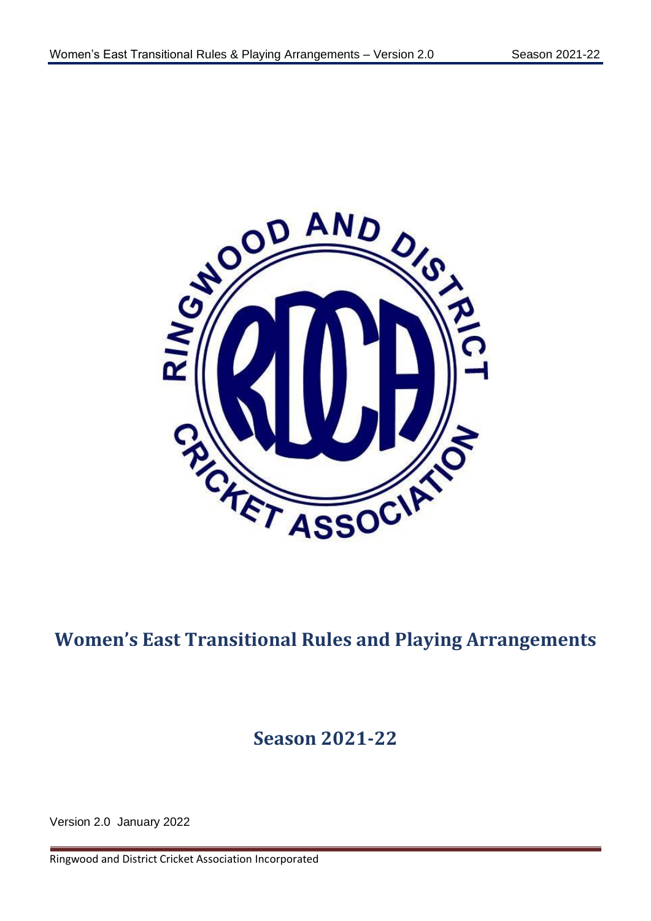# Women's East Transitional Rules and Playing Arrangements

## Season 2021-22

Version 2.0 January 2022

Ringwood and District Cricket Association Incorporated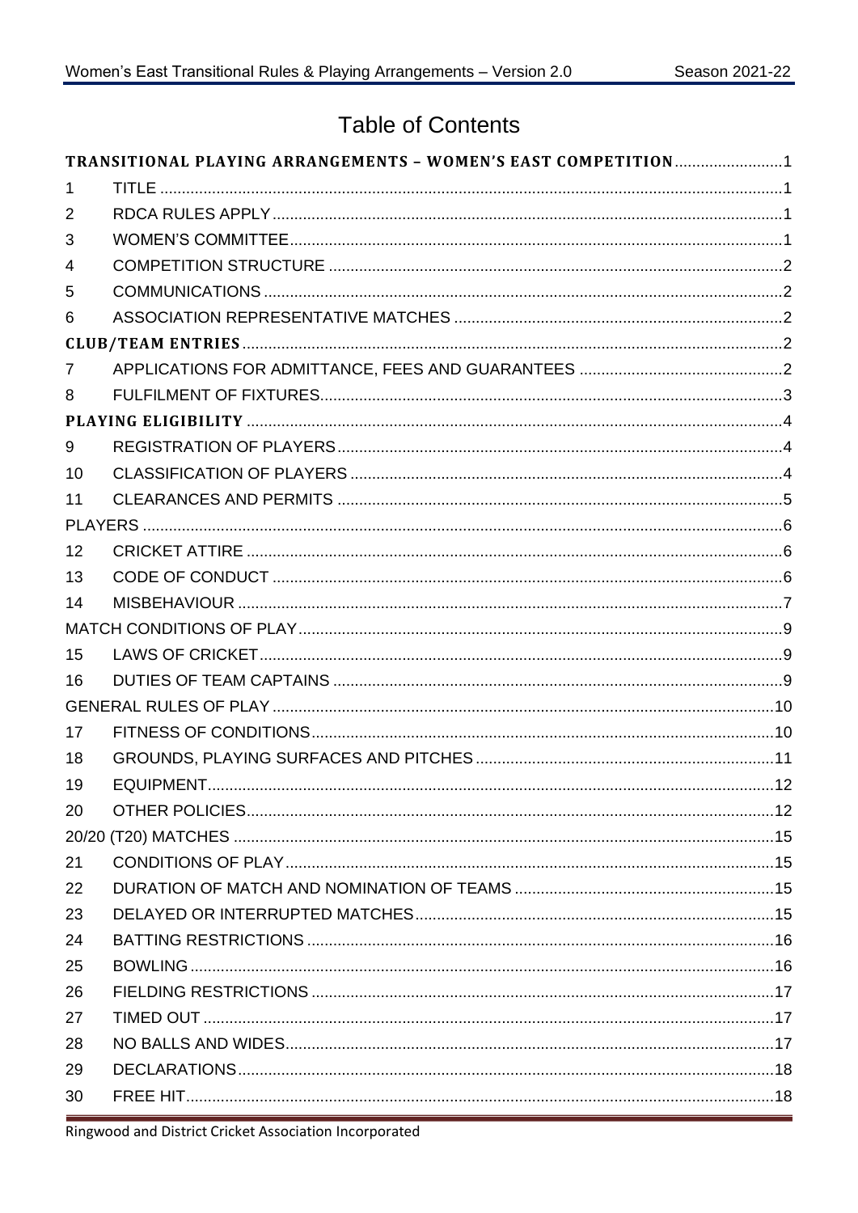# Table of Contents

| | | |
|---|---|---|
| **TRANSITIONAL PLAYING ARRANGEMENTS – WOMEN'S EAST COMPETITION** | | 1 |
| 1 | TITLE | 1 |
| 2 | RDCA RULES APPLY | 1 |
| 3 | WOMEN'S COMMITTEE | 1 |
| 4 | COMPETITION STRUCTURE | 2 |
| 5 | COMMUNICATIONS | 2 |
| 6 | ASSOCIATION REPRESENTATIVE MATCHES | 2 |
| **CLUB/TEAM ENTRIES** | | 2 |
| 7 | APPLICATIONS FOR ADMITTANCE, FEES AND GUARANTEES | 2 |
| 8 | FULFILMENT OF FIXTURES | 3 |
| **PLAYING ELIGIBILITY** | | 4 |
| 9 | REGISTRATION OF PLAYERS | 4 |
| 10 | CLASSIFICATION OF PLAYERS | 4 |
| 11 | CLEARANCES AND PERMITS | 5 |
| PLAYERS | | 6 |
| 12 | CRICKET ATTIRE | 6 |
| 13 | CODE OF CONDUCT | 6 |
| 14 | MISBEHAVIOUR | 7 |
| MATCH CONDITIONS OF PLAY | | 9 |
| 15 | LAWS OF CRICKET | 9 |
| 16 | DUTIES OF TEAM CAPTAINS | 9 |
| GENERAL RULES OF PLAY | | 10 |
| 17 | FITNESS OF CONDITIONS | 10 |
| 18 | GROUNDS, PLAYING SURFACES AND PITCHES | 11 |
| 19 | EQUIPMENT | 12 |
| 20 | OTHER POLICIES | 12 |
| 20/20 (T20) MATCHES | | 15 |
| 21 | CONDITIONS OF PLAY | 15 |
| 22 | DURATION OF MATCH AND NOMINATION OF TEAMS | 15 |
| 23 | DELAYED OR INTERRUPTED MATCHES | 15 |
| 24 | BATTING RESTRICTIONS | 16 |
| 25 | BOWLING | 16 |
| 26 | FIELDING RESTRICTIONS | 17 |
| 27 | TIMED OUT | 17 |
| 28 | NO BALLS AND WIDES | 17 |
| 29 | DECLARATIONS | 18 |
| 30 | FREE HIT | 18 |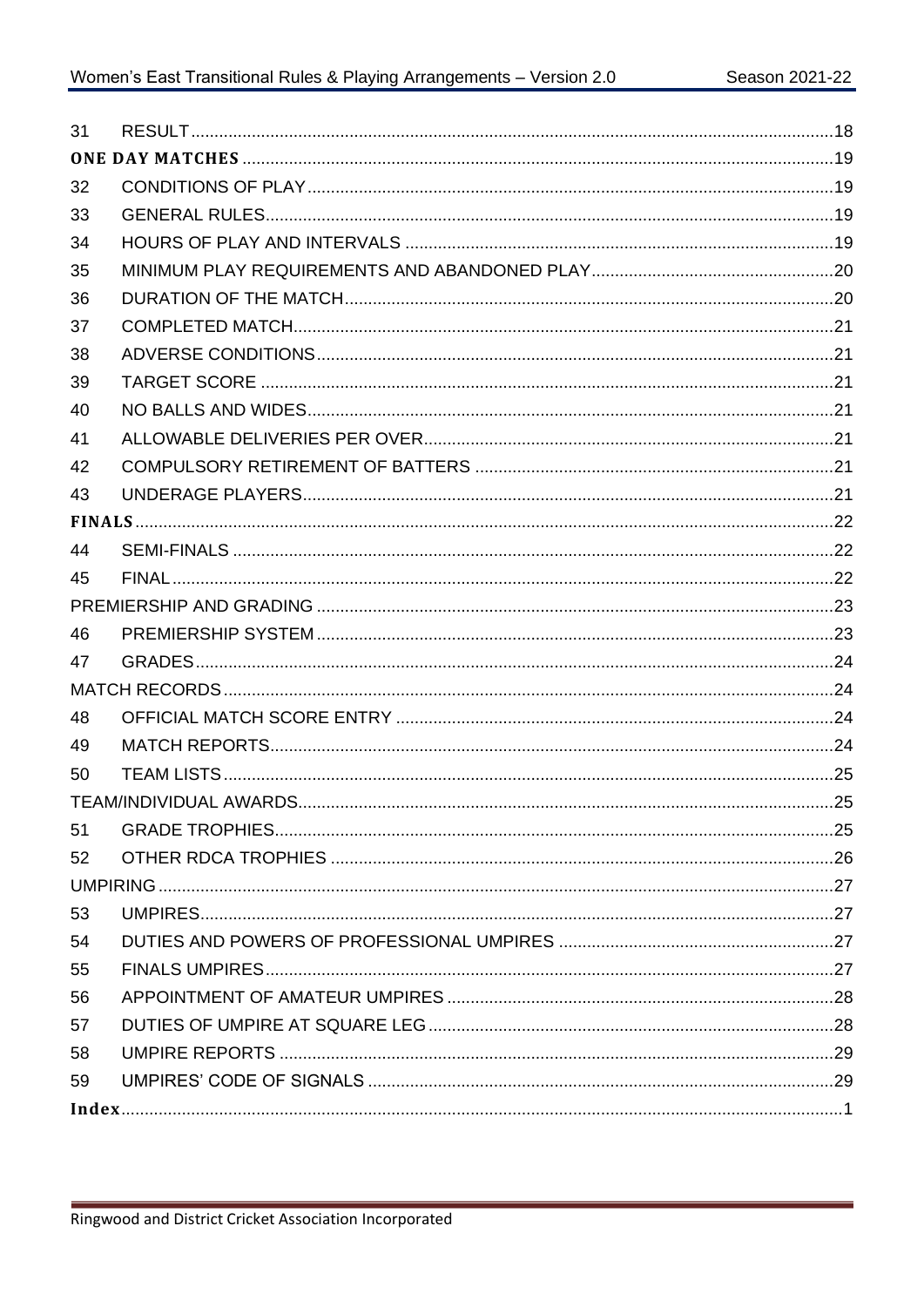| | | |
|---|---|---|
| 31 | RESULT | 18 |
| **ONE DAY MATCHES** | | 19 |
| 32 | CONDITIONS OF PLAY | 19 |
| 33 | GENERAL RULES | 19 |
| 34 | HOURS OF PLAY AND INTERVALS | 19 |
| 35 | MINIMUM PLAY REQUIREMENTS AND ABANDONED PLAY | 20 |
| 36 | DURATION OF THE MATCH | 20 |
| 37 | COMPLETED MATCH | 21 |
| 38 | ADVERSE CONDITIONS | 21 |
| 39 | TARGET SCORE | 21 |
| 40 | NO BALLS AND WIDES | 21 |
| 41 | ALLOWABLE DELIVERIES PER OVER | 21 |
| 42 | COMPULSORY RETIREMENT OF BATTERS | 21 |
| 43 | UNDERAGE PLAYERS | 21 |
| **FINALS** | | 22 |
| 44 | SEMI-FINALS | 22 |
| 45 | FINAL | 22 |
| PREMIERSHIP AND GRADING | | 23 |
| 46 | PREMIERSHIP SYSTEM | 23 |
| 47 | GRADES | 24 |
| MATCH RECORDS | | 24 |
| 48 | OFFICIAL MATCH SCORE ENTRY | 24 |
| 49 | MATCH REPORTS | 24 |
| 50 | TEAM LISTS | 25 |
| TEAM/INDIVIDUAL AWARDS | | 25 |
| 51 | GRADE TROPHIES | 25 |
| 52 | OTHER RDCA TROPHIES | 26 |
| UMPIRING | | 27 |
| 53 | UMPIRES | 27 |
| 54 | DUTIES AND POWERS OF PROFESSIONAL UMPIRES | 27 |
| 55 | FINALS UMPIRES | 27 |
| 56 | APPOINTMENT OF AMATEUR UMPIRES | 28 |
| 57 | DUTIES OF UMPIRE AT SQUARE LEG | 28 |
| 58 | UMPIRE REPORTS | 29 |
| 59 | UMPIRES' CODE OF SIGNALS | 29 |
| **Index** | | 1 |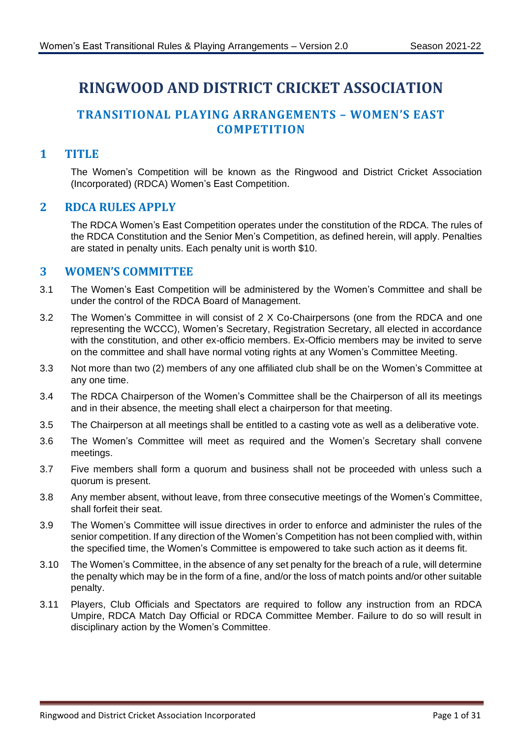# RINGWOOD AND DISTRICT CRICKET ASSOCIATION

## TRANSITIONAL PLAYING ARRANGEMENTS – WOMEN'S EAST COMPETITION

## 1 TITLE

The Women's Competition will be known as the Ringwood and District Cricket Association (Incorporated) (RDCA) Women's East Competition.

## 2 RDCA RULES APPLY

The RDCA Women's East Competition operates under the constitution of the RDCA. The rules of the RDCA Constitution and the Senior Men's Competition, as defined herein, will apply. Penalties are stated in penalty units. Each penalty unit is worth $10.

## 3 WOMEN'S COMMITTEE

3.1 The Women's East Competition will be administered by the Women's Committee and shall be under the control of the RDCA Board of Management.

3.2 The Women's Committee in will consist of 2 X Co-Chairpersons (one from the RDCA and one representing the WCCC), Women's Secretary, Registration Secretary, all elected in accordance with the constitution, and other ex-officio members. Ex-Officio members may be invited to serve on the committee and shall have normal voting rights at any Women's Committee Meeting.

3.3 Not more than two (2) members of any one affiliated club shall be on the Women's Committee at any one time.

3.4 The RDCA Chairperson of the Women's Committee shall be the Chairperson of all its meetings and in their absence, the meeting shall elect a chairperson for that meeting.

3.5 The Chairperson at all meetings shall be entitled to a casting vote as well as a deliberative vote.

3.6 The Women's Committee will meet as required and the Women's Secretary shall convene meetings.

3.7 Five members shall form a quorum and business shall not be proceeded with unless such a quorum is present.

3.8 Any member absent, without leave, from three consecutive meetings of the Women's Committee, shall forfeit their seat.

3.9 The Women's Committee will issue directives in order to enforce and administer the rules of the senior competition. If any direction of the Women's Competition has not been complied with, within the specified time, the Women's Committee is empowered to take such action as it deems fit.

3.10 The Women's Committee, in the absence of any set penalty for the breach of a rule, will determine the penalty which may be in the form of a fine, and/or the loss of match points and/or other suitable penalty.

3.11 Players, Club Officials and Spectators are required to follow any instruction from an RDCA Umpire, RDCA Match Day Official or RDCA Committee Member. Failure to do so will result in disciplinary action by the Women's Committee.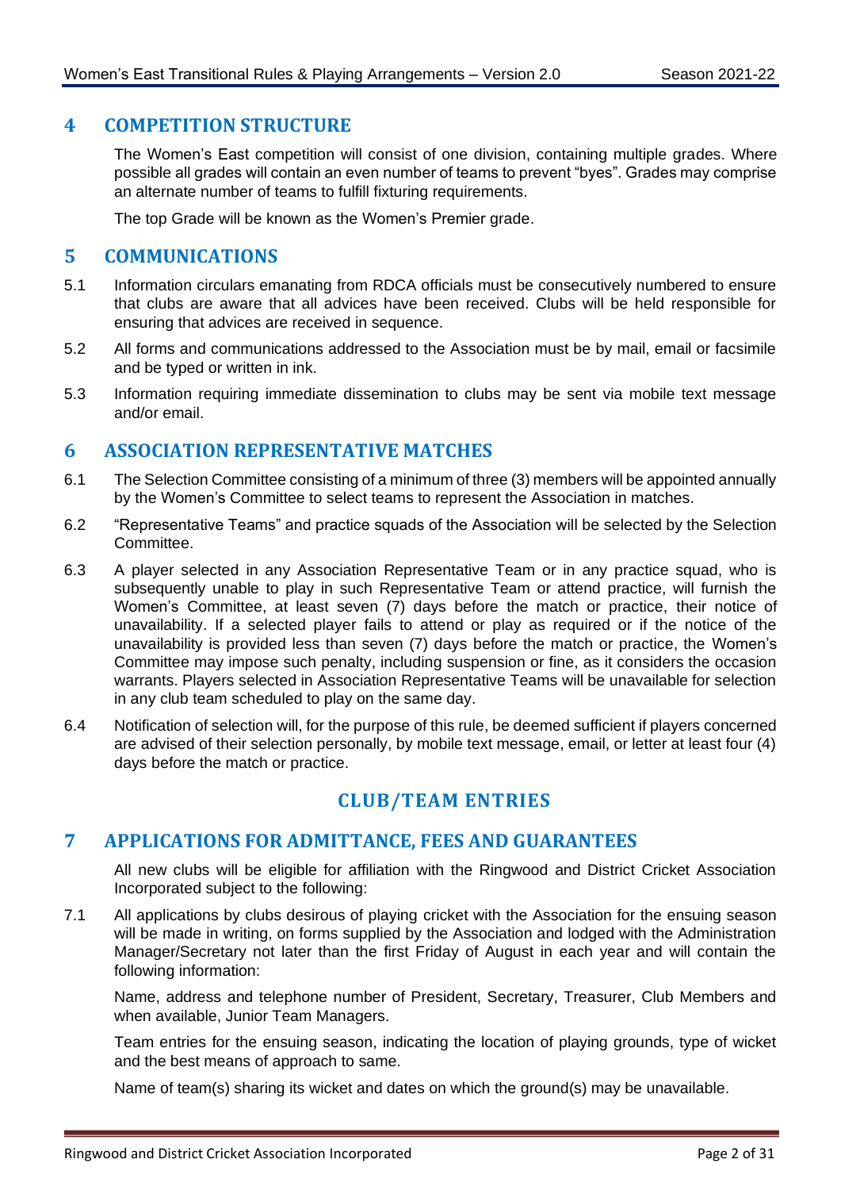## 4 COMPETITION STRUCTURE

The Women's East competition will consist of one division, containing multiple grades. Where possible all grades will contain an even number of teams to prevent "byes". Grades may comprise an alternate number of teams to fulfill fixturing requirements.

The top Grade will be known as the Women's Premier grade.

## 5 COMMUNICATIONS

5.1 Information circulars emanating from RDCA officials must be consecutively numbered to ensure that clubs are aware that all advices have been received. Clubs will be held responsible for ensuring that advices are received in sequence.

5.2 All forms and communications addressed to the Association must be by mail, email or facsimile and be typed or written in ink.

5.3 Information requiring immediate dissemination to clubs may be sent via mobile text message and/or email.

## 6 ASSOCIATION REPRESENTATIVE MATCHES

6.1 The Selection Committee consisting of a minimum of three (3) members will be appointed annually by the Women's Committee to select teams to represent the Association in matches.

6.2 "Representative Teams" and practice squads of the Association will be selected by the Selection Committee.

6.3 A player selected in any Association Representative Team or in any practice squad, who is subsequently unable to play in such Representative Team or attend practice, will furnish the Women's Committee, at least seven (7) days before the match or practice, their notice of unavailability. If a selected player fails to attend or play as required or if the notice of the unavailability is provided less than seven (7) days before the match or practice, the Women's Committee may impose such penalty, including suspension or fine, as it considers the occasion warrants. Players selected in Association Representative Teams will be unavailable for selection in any club team scheduled to play on the same day.

6.4 Notification of selection will, for the purpose of this rule, be deemed sufficient if players concerned are advised of their selection personally, by mobile text message, email, or letter at least four (4) days before the match or practice.

# CLUB/TEAM ENTRIES

## 7 APPLICATIONS FOR ADMITTANCE, FEES AND GUARANTEES

All new clubs will be eligible for affiliation with the Ringwood and District Cricket Association Incorporated subject to the following:

7.1 All applications by clubs desirous of playing cricket with the Association for the ensuing season will be made in writing, on forms supplied by the Association and lodged with the Administration Manager/Secretary not later than the first Friday of August in each year and will contain the following information:

Name, address and telephone number of President, Secretary, Treasurer, Club Members and when available, Junior Team Managers.

Team entries for the ensuing season, indicating the location of playing grounds, type of wicket and the best means of approach to same.

Name of team(s) sharing its wicket and dates on which the ground(s) may be unavailable.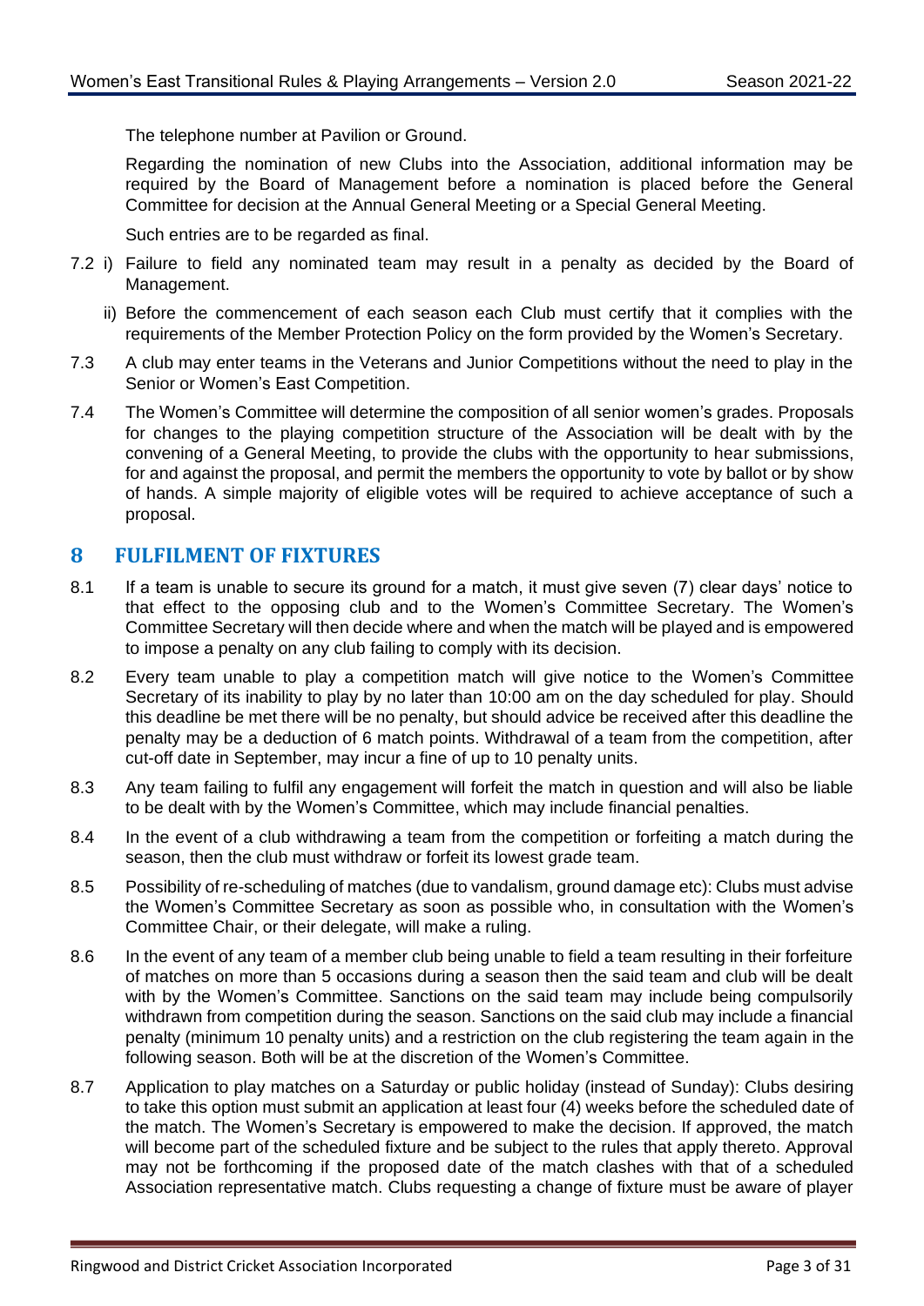The telephone number at Pavilion or Ground.

Regarding the nomination of new Clubs into the Association, additional information may be required by the Board of Management before a nomination is placed before the General Committee for decision at the Annual General Meeting or a Special General Meeting.

Such entries are to be regarded as final.

7.2 i) Failure to field any nominated team may result in a penalty as decided by the Board of Management.

ii) Before the commencement of each season each Club must certify that it complies with the requirements of the Member Protection Policy on the form provided by the Women's Secretary.

7.3 A club may enter teams in the Veterans and Junior Competitions without the need to play in the Senior or Women's East Competition.

7.4 The Women's Committee will determine the composition of all senior women's grades. Proposals for changes to the playing competition structure of the Association will be dealt with by the convening of a General Meeting, to provide the clubs with the opportunity to hear submissions, for and against the proposal, and permit the members the opportunity to vote by ballot or by show of hands. A simple majority of eligible votes will be required to achieve acceptance of such a proposal.

## 8 FULFILMENT OF FIXTURES

8.1 If a team is unable to secure its ground for a match, it must give seven (7) clear days' notice to that effect to the opposing club and to the Women's Committee Secretary. The Women's Committee Secretary will then decide where and when the match will be played and is empowered to impose a penalty on any club failing to comply with its decision.

8.2 Every team unable to play a competition match will give notice to the Women's Committee Secretary of its inability to play by no later than 10:00 am on the day scheduled for play. Should this deadline be met there will be no penalty, but should advice be received after this deadline the penalty may be a deduction of 6 match points. Withdrawal of a team from the competition, after cut-off date in September, may incur a fine of up to 10 penalty units.

8.3 Any team failing to fulfil any engagement will forfeit the match in question and will also be liable to be dealt with by the Women's Committee, which may include financial penalties.

8.4 In the event of a club withdrawing a team from the competition or forfeiting a match during the season, then the club must withdraw or forfeit its lowest grade team.

8.5 Possibility of re-scheduling of matches (due to vandalism, ground damage etc): Clubs must advise the Women's Committee Secretary as soon as possible who, in consultation with the Women's Committee Chair, or their delegate, will make a ruling.

8.6 In the event of any team of a member club being unable to field a team resulting in their forfeiture of matches on more than 5 occasions during a season then the said team and club will be dealt with by the Women's Committee. Sanctions on the said team may include being compulsorily withdrawn from competition during the season. Sanctions on the said club may include a financial penalty (minimum 10 penalty units) and a restriction on the club registering the team again in the following season. Both will be at the discretion of the Women's Committee.

8.7 Application to play matches on a Saturday or public holiday (instead of Sunday): Clubs desiring to take this option must submit an application at least four (4) weeks before the scheduled date of the match. The Women's Secretary is empowered to make the decision. If approved, the match will become part of the scheduled fixture and be subject to the rules that apply thereto. Approval may not be forthcoming if the proposed date of the match clashes with that of a scheduled Association representative match. Clubs requesting a change of fixture must be aware of player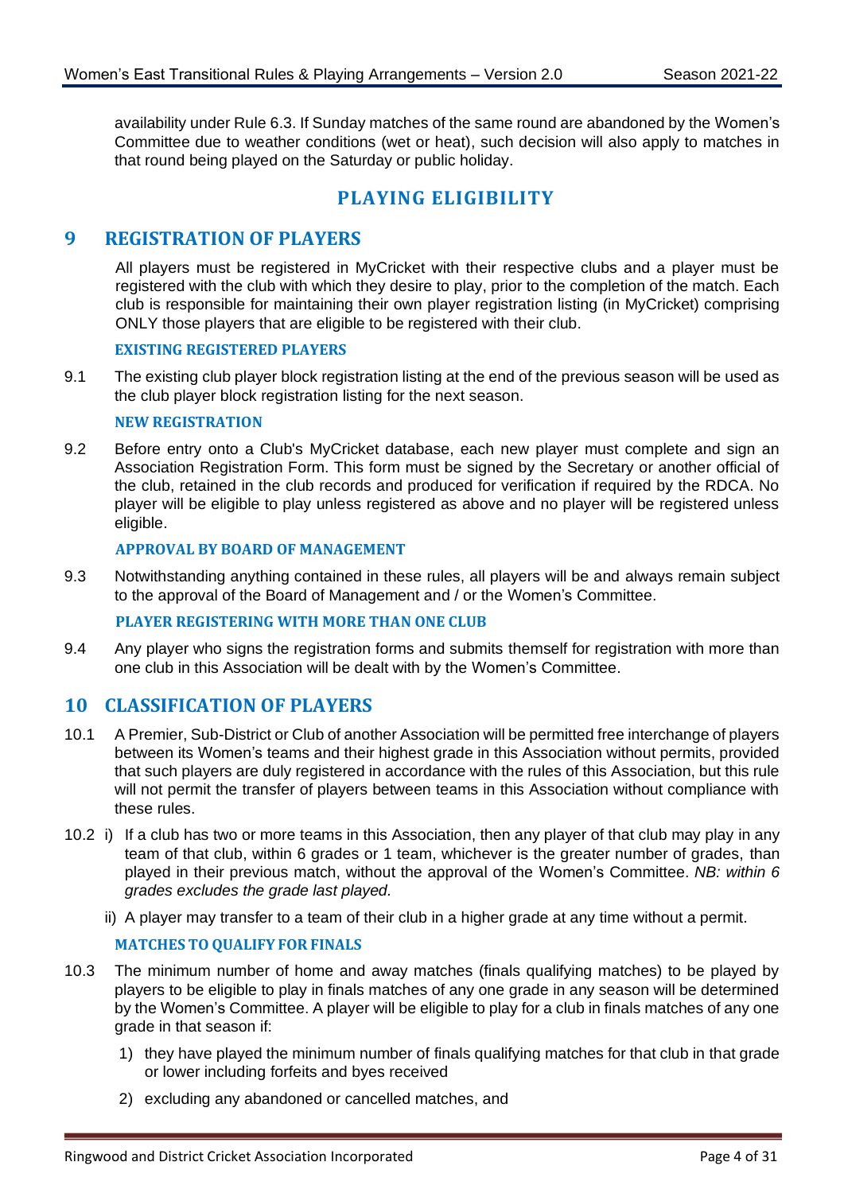availability under Rule 6.3. If Sunday matches of the same round are abandoned by the Women's Committee due to weather conditions (wet or heat), such decision will also apply to matches in that round being played on the Saturday or public holiday.

# PLAYING ELIGIBILITY

## 9 REGISTRATION OF PLAYERS

All players must be registered in MyCricket with their respective clubs and a player must be registered with the club with which they desire to play, prior to the completion of the match. Each club is responsible for maintaining their own player registration listing (in MyCricket) comprising ONLY those players that are eligible to be registered with their club.

#### EXISTING REGISTERED PLAYERS

9.1 The existing club player block registration listing at the end of the previous season will be used as the club player block registration listing for the next season.

#### NEW REGISTRATION

9.2 Before entry onto a Club's MyCricket database, each new player must complete and sign an Association Registration Form. This form must be signed by the Secretary or another official of the club, retained in the club records and produced for verification if required by the RDCA. No player will be eligible to play unless registered as above and no player will be registered unless eligible.

#### APPROVAL BY BOARD OF MANAGEMENT

9.3 Notwithstanding anything contained in these rules, all players will be and always remain subject to the approval of the Board of Management and / or the Women's Committee.

#### PLAYER REGISTERING WITH MORE THAN ONE CLUB

9.4 Any player who signs the registration forms and submits themself for registration with more than one club in this Association will be dealt with by the Women's Committee.

## 10 CLASSIFICATION OF PLAYERS

10.1 A Premier, Sub-District or Club of another Association will be permitted free interchange of players between its Women's teams and their highest grade in this Association without permits, provided that such players are duly registered in accordance with the rules of this Association, but this rule will not permit the transfer of players between teams in this Association without compliance with these rules.

10.2 i) If a club has two or more teams in this Association, then any player of that club may play in any team of that club, within 6 grades or 1 team, whichever is the greater number of grades, than played in their previous match, without the approval of the Women's Committee. *NB: within 6 grades excludes the grade last played.*

ii) A player may transfer to a team of their club in a higher grade at any time without a permit.

#### MATCHES TO QUALIFY FOR FINALS

10.3 The minimum number of home and away matches (finals qualifying matches) to be played by players to be eligible to play in finals matches of any one grade in any season will be determined by the Women's Committee. A player will be eligible to play for a club in finals matches of any one grade in that season if:

1) they have played the minimum number of finals qualifying matches for that club in that grade or lower including forfeits and byes received
2) excluding any abandoned or cancelled matches, and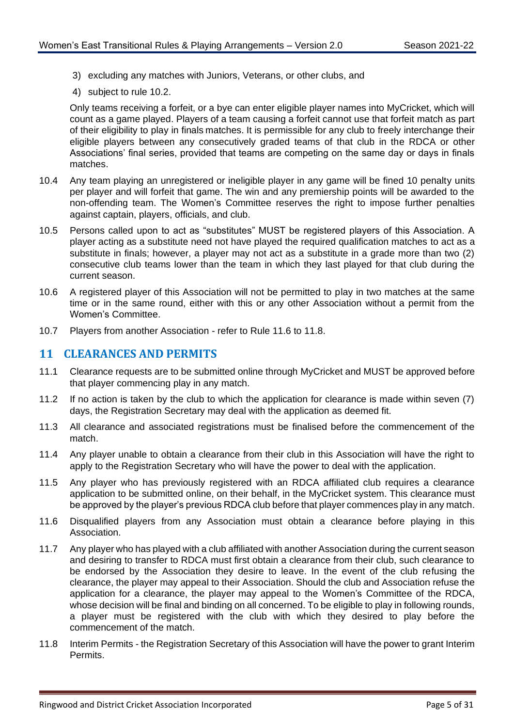3) excluding any matches with Juniors, Veterans, or other clubs, and
4) subject to rule 10.2.

Only teams receiving a forfeit, or a bye can enter eligible player names into MyCricket, which will count as a game played. Players of a team causing a forfeit cannot use that forfeit match as part of their eligibility to play in finals matches. It is permissible for any club to freely interchange their eligible players between any consecutively graded teams of that club in the RDCA or other Associations' final series, provided that teams are competing on the same day or days in finals matches.

10.4 Any team playing an unregistered or ineligible player in any game will be fined 10 penalty units per player and will forfeit that game. The win and any premiership points will be awarded to the non-offending team. The Women's Committee reserves the right to impose further penalties against captain, players, officials, and club.

10.5 Persons called upon to act as "substitutes" MUST be registered players of this Association. A player acting as a substitute need not have played the required qualification matches to act as a substitute in finals; however, a player may not act as a substitute in a grade more than two (2) consecutive club teams lower than the team in which they last played for that club during the current season.

10.6 A registered player of this Association will not be permitted to play in two matches at the same time or in the same round, either with this or any other Association without a permit from the Women's Committee.

10.7 Players from another Association - refer to Rule 11.6 to 11.8.

## 11 CLEARANCES AND PERMITS

11.1 Clearance requests are to be submitted online through MyCricket and MUST be approved before that player commencing play in any match.

11.2 If no action is taken by the club to which the application for clearance is made within seven (7) days, the Registration Secretary may deal with the application as deemed fit.

11.3 All clearance and associated registrations must be finalised before the commencement of the match.

11.4 Any player unable to obtain a clearance from their club in this Association will have the right to apply to the Registration Secretary who will have the power to deal with the application.

11.5 Any player who has previously registered with an RDCA affiliated club requires a clearance application to be submitted online, on their behalf, in the MyCricket system. This clearance must be approved by the player's previous RDCA club before that player commences play in any match.

11.6 Disqualified players from any Association must obtain a clearance before playing in this Association.

11.7 Any player who has played with a club affiliated with another Association during the current season and desiring to transfer to RDCA must first obtain a clearance from their club, such clearance to be endorsed by the Association they desire to leave. In the event of the club refusing the clearance, the player may appeal to their Association. Should the club and Association refuse the application for a clearance, the player may appeal to the Women's Committee of the RDCA, whose decision will be final and binding on all concerned. To be eligible to play in following rounds, a player must be registered with the club with which they desired to play before the commencement of the match.

11.8 Interim Permits - the Registration Secretary of this Association will have the power to grant Interim Permits.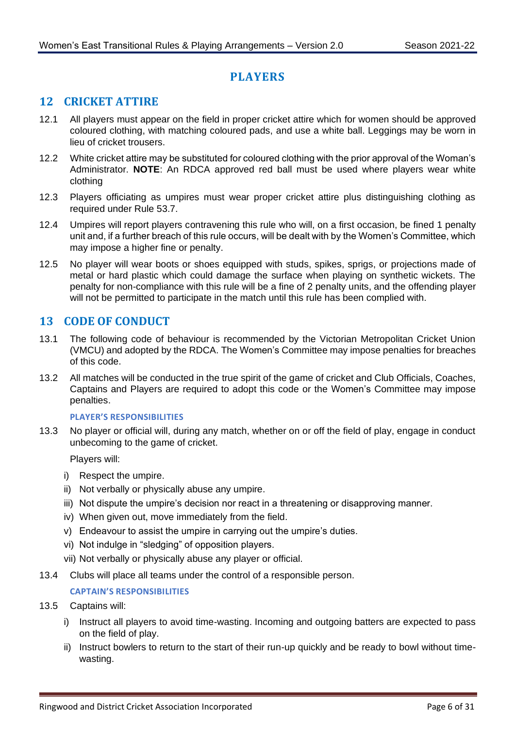# PLAYERS

## 12 CRICKET ATTIRE

12.1 All players must appear on the field in proper cricket attire which for women should be approved coloured clothing, with matching coloured pads, and use a white ball. Leggings may be worn in lieu of cricket trousers.

12.2 White cricket attire may be substituted for coloured clothing with the prior approval of the Woman's Administrator. **NOTE**: An RDCA approved red ball must be used where players wear white clothing

12.3 Players officiating as umpires must wear proper cricket attire plus distinguishing clothing as required under Rule 53.7.

12.4 Umpires will report players contravening this rule who will, on a first occasion, be fined 1 penalty unit and, if a further breach of this rule occurs, will be dealt with by the Women's Committee, which may impose a higher fine or penalty.

12.5 No player will wear boots or shoes equipped with studs, spikes, sprigs, or projections made of metal or hard plastic which could damage the surface when playing on synthetic wickets. The penalty for non-compliance with this rule will be a fine of 2 penalty units, and the offending player will not be permitted to participate in the match until this rule has been complied with.

## 13 CODE OF CONDUCT

13.1 The following code of behaviour is recommended by the Victorian Metropolitan Cricket Union (VMCU) and adopted by the RDCA. The Women's Committee may impose penalties for breaches of this code.

13.2 All matches will be conducted in the true spirit of the game of cricket and Club Officials, Coaches, Captains and Players are required to adopt this code or the Women's Committee may impose penalties.

#### PLAYER'S RESPONSIBILITIES

13.3 No player or official will, during any match, whether on or off the field of play, engage in conduct unbecoming to the game of cricket.

Players will:

i) Respect the umpire.
ii) Not verbally or physically abuse any umpire.
iii) Not dispute the umpire's decision nor react in a threatening or disapproving manner.
iv) When given out, move immediately from the field.
v) Endeavour to assist the umpire in carrying out the umpire's duties.
vi) Not indulge in "sledging" of opposition players.
vii) Not verbally or physically abuse any player or official.

13.4 Clubs will place all teams under the control of a responsible person.

#### CAPTAIN'S RESPONSIBILITIES

13.5 Captains will:

i) Instruct all players to avoid time-wasting. Incoming and outgoing batters are expected to pass on the field of play.
ii) Instruct bowlers to return to the start of their run-up quickly and be ready to bowl without time-wasting.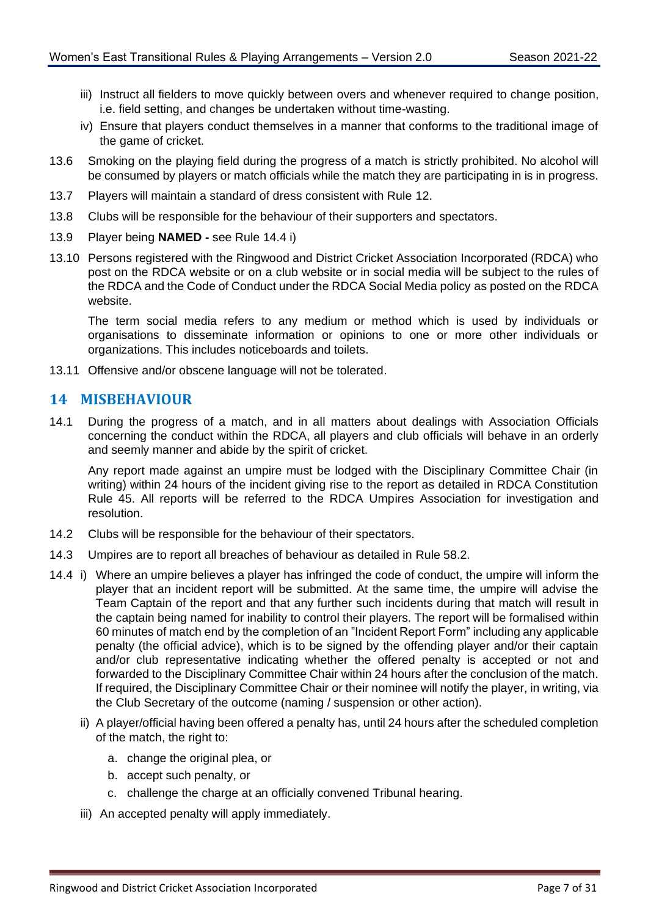iii) Instruct all fielders to move quickly between overs and whenever required to change position, i.e. field setting, and changes be undertaken without time-wasting.

iv) Ensure that players conduct themselves in a manner that conforms to the traditional image of the game of cricket.

13.6 Smoking on the playing field during the progress of a match is strictly prohibited. No alcohol will be consumed by players or match officials while the match they are participating in is in progress.

13.7 Players will maintain a standard of dress consistent with Rule 12.

13.8 Clubs will be responsible for the behaviour of their supporters and spectators.

13.9 Player being **NAMED -** see Rule 14.4 i)

13.10 Persons registered with the Ringwood and District Cricket Association Incorporated (RDCA) who post on the RDCA website or on a club website or in social media will be subject to the rules of the RDCA and the Code of Conduct under the RDCA Social Media policy as posted on the RDCA website.

The term social media refers to any medium or method which is used by individuals or organisations to disseminate information or opinions to one or more other individuals or organizations. This includes noticeboards and toilets.

13.11 Offensive and/or obscene language will not be tolerated.

## 14 MISBEHAVIOUR

14.1 During the progress of a match, and in all matters about dealings with Association Officials concerning the conduct within the RDCA, all players and club officials will behave in an orderly and seemly manner and abide by the spirit of cricket.

Any report made against an umpire must be lodged with the Disciplinary Committee Chair (in writing) within 24 hours of the incident giving rise to the report as detailed in RDCA Constitution Rule 45. All reports will be referred to the RDCA Umpires Association for investigation and resolution.

14.2 Clubs will be responsible for the behaviour of their spectators.

14.3 Umpires are to report all breaches of behaviour as detailed in Rule 58.2.

14.4 i) Where an umpire believes a player has infringed the code of conduct, the umpire will inform the player that an incident report will be submitted. At the same time, the umpire will advise the Team Captain of the report and that any further such incidents during that match will result in the captain being named for inability to control their players. The report will be formalised within 60 minutes of match end by the completion of an "Incident Report Form" including any applicable penalty (the official advice), which is to be signed by the offending player and/or their captain and/or club representative indicating whether the offered penalty is accepted or not and forwarded to the Disciplinary Committee Chair within 24 hours after the conclusion of the match. If required, the Disciplinary Committee Chair or their nominee will notify the player, in writing, via the Club Secretary of the outcome (naming / suspension or other action).

ii) A player/official having been offered a penalty has, until 24 hours after the scheduled completion of the match, the right to:

a. change the original plea, or
b. accept such penalty, or
c. challenge the charge at an officially convened Tribunal hearing.

iii) An accepted penalty will apply immediately.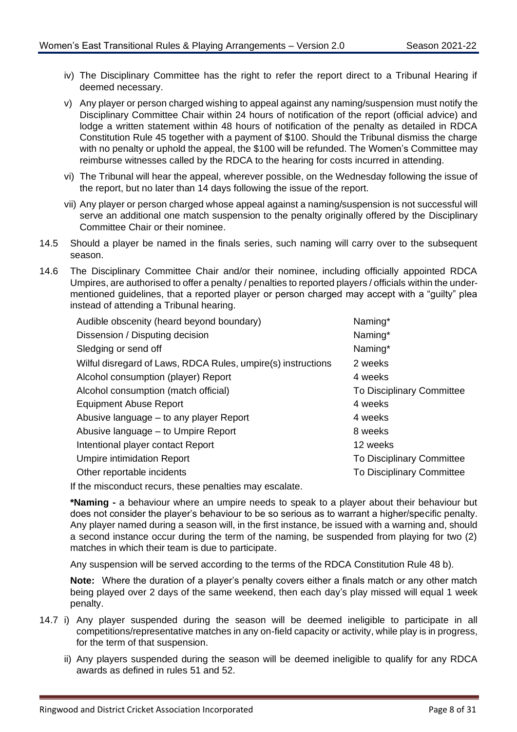iv) The Disciplinary Committee has the right to refer the report direct to a Tribunal Hearing if deemed necessary.

v) Any player or person charged wishing to appeal against any naming/suspension must notify the Disciplinary Committee Chair within 24 hours of notification of the report (official advice) and lodge a written statement within 48 hours of notification of the penalty as detailed in RDCA Constitution Rule 45 together with a payment of $100. Should the Tribunal dismiss the charge with no penalty or uphold the appeal, the $100 will be refunded. The Women's Committee may reimburse witnesses called by the RDCA to the hearing for costs incurred in attending.

vi) The Tribunal will hear the appeal, wherever possible, on the Wednesday following the issue of the report, but no later than 14 days following the issue of the report.

vii) Any player or person charged whose appeal against a naming/suspension is not successful will serve an additional one match suspension to the penalty originally offered by the Disciplinary Committee Chair or their nominee.

14.5 Should a player be named in the finals series, such naming will carry over to the subsequent season.

14.6 The Disciplinary Committee Chair and/or their nominee, including officially appointed RDCA Umpires, are authorised to offer a penalty / penalties to reported players / officials within the under-mentioned guidelines, that a reported player or person charged may accept with a "guilty" plea instead of attending a Tribunal hearing.

| Offence | Penalty |
|---|---|
| Audible obscenity (heard beyond boundary) | Naming* |
| Dissension / Disputing decision | Naming* |
| Sledging or send off | Naming* |
| Wilful disregard of Laws, RDCA Rules, umpire(s) instructions | 2 weeks |
| Alcohol consumption (player) Report | 4 weeks |
| Alcohol consumption (match official) | To Disciplinary Committee |
| Equipment Abuse Report | 4 weeks |
| Abusive language – to any player Report | 4 weeks |
| Abusive language – to Umpire Report | 8 weeks |
| Intentional player contact Report | 12 weeks |
| Umpire intimidation Report | To Disciplinary Committee |
| Other reportable incidents | To Disciplinary Committee |

If the misconduct recurs, these penalties may escalate.

**\*Naming -** a behaviour where an umpire needs to speak to a player about their behaviour but does not consider the player's behaviour to be so serious as to warrant a higher/specific penalty. Any player named during a season will, in the first instance, be issued with a warning and, should a second instance occur during the term of the naming, be suspended from playing for two (2) matches in which their team is due to participate.

Any suspension will be served according to the terms of the RDCA Constitution Rule 48 b).

**Note:** Where the duration of a player's penalty covers either a finals match or any other match being played over 2 days of the same weekend, then each day's play missed will equal 1 week penalty.

14.7 i) Any player suspended during the season will be deemed ineligible to participate in all competitions/representative matches in any on-field capacity or activity, while play is in progress, for the term of that suspension.

ii) Any players suspended during the season will be deemed ineligible to qualify for any RDCA awards as defined in rules 51 and 52.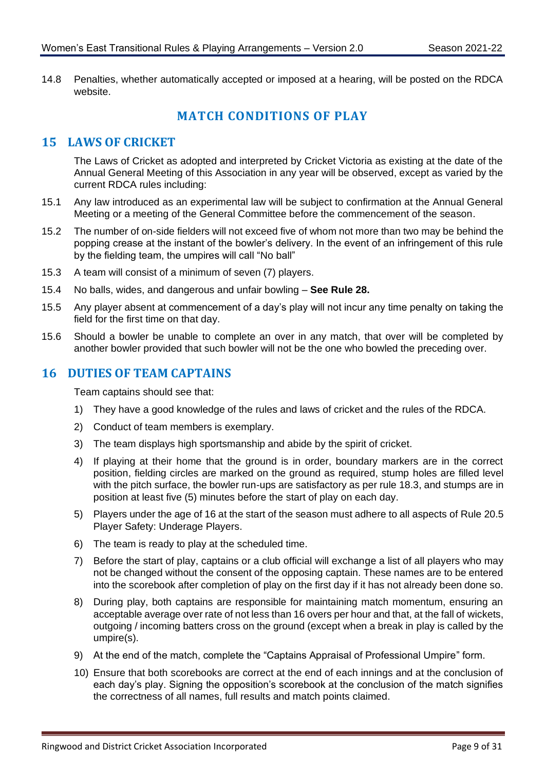14.8 Penalties, whether automatically accepted or imposed at a hearing, will be posted on the RDCA website.

# MATCH CONDITIONS OF PLAY

## 15 LAWS OF CRICKET

The Laws of Cricket as adopted and interpreted by Cricket Victoria as existing at the date of the Annual General Meeting of this Association in any year will be observed, except as varied by the current RDCA rules including:

15.1 Any law introduced as an experimental law will be subject to confirmation at the Annual General Meeting or a meeting of the General Committee before the commencement of the season.

15.2 The number of on-side fielders will not exceed five of whom not more than two may be behind the popping crease at the instant of the bowler's delivery. In the event of an infringement of this rule by the fielding team, the umpires will call "No ball"

15.3 A team will consist of a minimum of seven (7) players.

15.4 No balls, wides, and dangerous and unfair bowling – **See Rule 28.**

15.5 Any player absent at commencement of a day's play will not incur any time penalty on taking the field for the first time on that day.

15.6 Should a bowler be unable to complete an over in any match, that over will be completed by another bowler provided that such bowler will not be the one who bowled the preceding over.

## 16 DUTIES OF TEAM CAPTAINS

Team captains should see that:

1) They have a good knowledge of the rules and laws of cricket and the rules of the RDCA.
2) Conduct of team members is exemplary.
3) The team displays high sportsmanship and abide by the spirit of cricket.
4) If playing at their home that the ground is in order, boundary markers are in the correct position, fielding circles are marked on the ground as required, stump holes are filled level with the pitch surface, the bowler run-ups are satisfactory as per rule 18.3, and stumps are in position at least five (5) minutes before the start of play on each day.
5) Players under the age of 16 at the start of the season must adhere to all aspects of Rule 20.5 Player Safety: Underage Players.
6) The team is ready to play at the scheduled time.
7) Before the start of play, captains or a club official will exchange a list of all players who may not be changed without the consent of the opposing captain. These names are to be entered into the scorebook after completion of play on the first day if it has not already been done so.
8) During play, both captains are responsible for maintaining match momentum, ensuring an acceptable average over rate of not less than 16 overs per hour and that, at the fall of wickets, outgoing / incoming batters cross on the ground (except when a break in play is called by the umpire(s).
9) At the end of the match, complete the "Captains Appraisal of Professional Umpire" form.
10) Ensure that both scorebooks are correct at the end of each innings and at the conclusion of each day's play. Signing the opposition's scorebook at the conclusion of the match signifies the correctness of all names, full results and match points claimed.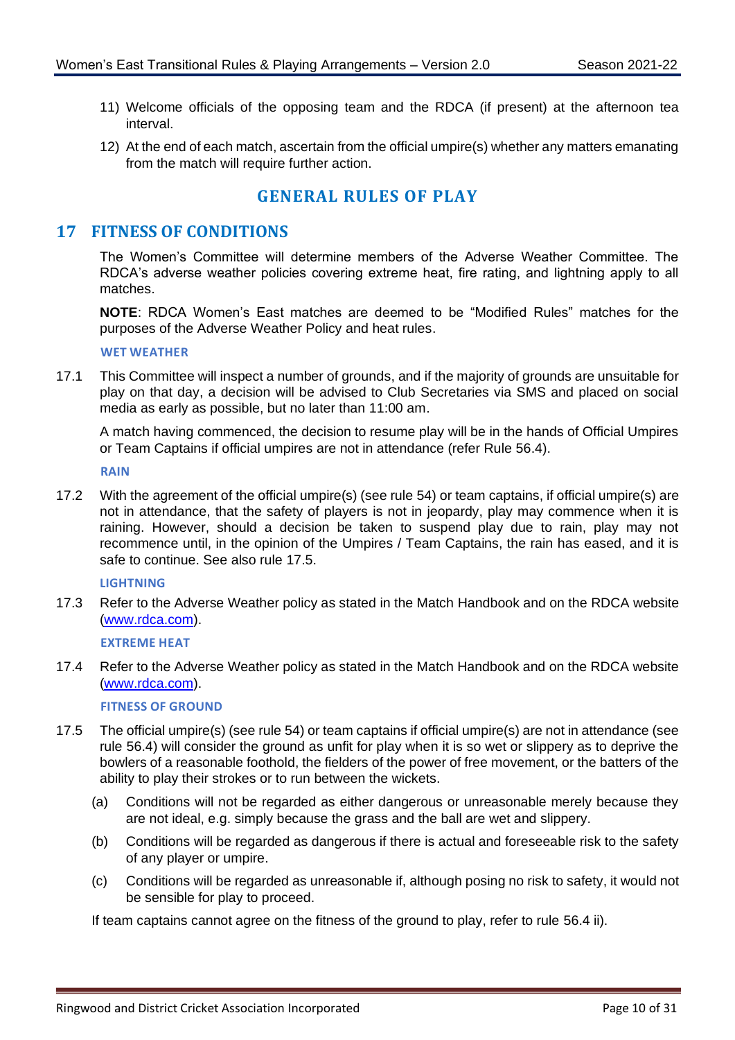11) Welcome officials of the opposing team and the RDCA (if present) at the afternoon tea interval.
12) At the end of each match, ascertain from the official umpire(s) whether any matters emanating from the match will require further action.

# GENERAL RULES OF PLAY

## 17 FITNESS OF CONDITIONS

The Women's Committee will determine members of the Adverse Weather Committee. The RDCA's adverse weather policies covering extreme heat, fire rating, and lightning apply to all matches.

**NOTE**: RDCA Women's East matches are deemed to be "Modified Rules" matches for the purposes of the Adverse Weather Policy and heat rules.

### WET WEATHER

17.1 This Committee will inspect a number of grounds, and if the majority of grounds are unsuitable for play on that day, a decision will be advised to Club Secretaries via SMS and placed on social media as early as possible, but no later than 11:00 am.

A match having commenced, the decision to resume play will be in the hands of Official Umpires or Team Captains if official umpires are not in attendance (refer Rule 56.4).

### RAIN

17.2 With the agreement of the official umpire(s) (see rule 54) or team captains, if official umpire(s) are not in attendance, that the safety of players is not in jeopardy, play may commence when it is raining. However, should a decision be taken to suspend play due to rain, play may not recommence until, in the opinion of the Umpires / Team Captains, the rain has eased, and it is safe to continue. See also rule 17.5.

### LIGHTNING

17.3 Refer to the Adverse Weather policy as stated in the Match Handbook and on the RDCA website (www.rdca.com).

### EXTREME HEAT

17.4 Refer to the Adverse Weather policy as stated in the Match Handbook and on the RDCA website (www.rdca.com).

### FITNESS OF GROUND

17.5 The official umpire(s) (see rule 54) or team captains if official umpire(s) are not in attendance (see rule 56.4) will consider the ground as unfit for play when it is so wet or slippery as to deprive the bowlers of a reasonable foothold, the fielders of the power of free movement, or the batters of the ability to play their strokes or to run between the wickets.

(a) Conditions will not be regarded as either dangerous or unreasonable merely because they are not ideal, e.g. simply because the grass and the ball are wet and slippery.

(b) Conditions will be regarded as dangerous if there is actual and foreseeable risk to the safety of any player or umpire.

(c) Conditions will be regarded as unreasonable if, although posing no risk to safety, it would not be sensible for play to proceed.

If team captains cannot agree on the fitness of the ground to play, refer to rule 56.4 ii).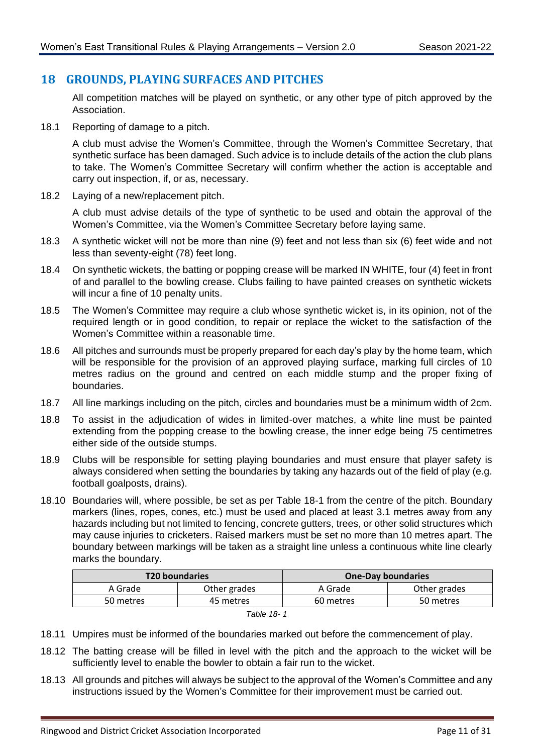## 18 GROUNDS, PLAYING SURFACES AND PITCHES

All competition matches will be played on synthetic, or any other type of pitch approved by the Association.

18.1 Reporting of damage to a pitch.

A club must advise the Women's Committee, through the Women's Committee Secretary, that synthetic surface has been damaged. Such advice is to include details of the action the club plans to take. The Women's Committee Secretary will confirm whether the action is acceptable and carry out inspection, if, or as, necessary.

18.2 Laying of a new/replacement pitch.

A club must advise details of the type of synthetic to be used and obtain the approval of the Women's Committee, via the Women's Committee Secretary before laying same.

18.3 A synthetic wicket will not be more than nine (9) feet and not less than six (6) feet wide and not less than seventy-eight (78) feet long.

18.4 On synthetic wickets, the batting or popping crease will be marked IN WHITE, four (4) feet in front of and parallel to the bowling crease. Clubs failing to have painted creases on synthetic wickets will incur a fine of 10 penalty units.

18.5 The Women's Committee may require a club whose synthetic wicket is, in its opinion, not of the required length or in good condition, to repair or replace the wicket to the satisfaction of the Women's Committee within a reasonable time.

18.6 All pitches and surrounds must be properly prepared for each day's play by the home team, which will be responsible for the provision of an approved playing surface, marking full circles of 10 metres radius on the ground and centred on each middle stump and the proper fixing of boundaries.

18.7 All line markings including on the pitch, circles and boundaries must be a minimum width of 2cm.

18.8 To assist in the adjudication of wides in limited-over matches, a white line must be painted extending from the popping crease to the bowling crease, the inner edge being 75 centimetres either side of the outside stumps.

18.9 Clubs will be responsible for setting playing boundaries and must ensure that player safety is always considered when setting the boundaries by taking any hazards out of the field of play (e.g. football goalposts, drains).

18.10 Boundaries will, where possible, be set as per Table 18-1 from the centre of the pitch. Boundary markers (lines, ropes, cones, etc.) must be used and placed at least 3.1 metres away from any hazards including but not limited to fencing, concrete gutters, trees, or other solid structures which may cause injuries to cricketers. Raised markers must be set no more than 10 metres apart. The boundary between markings will be taken as a straight line unless a continuous white line clearly marks the boundary.

| **T20 boundaries** | | **One-Day boundaries** | |
|---|---|---|---|
| A Grade | Other grades | A Grade | Other grades |
| 50 metres | 45 metres | 60 metres | 50 metres |

*Table 18- 1*

18.11 Umpires must be informed of the boundaries marked out before the commencement of play.

18.12 The batting crease will be filled in level with the pitch and the approach to the wicket will be sufficiently level to enable the bowler to obtain a fair run to the wicket.

18.13 All grounds and pitches will always be subject to the approval of the Women's Committee and any instructions issued by the Women's Committee for their improvement must be carried out.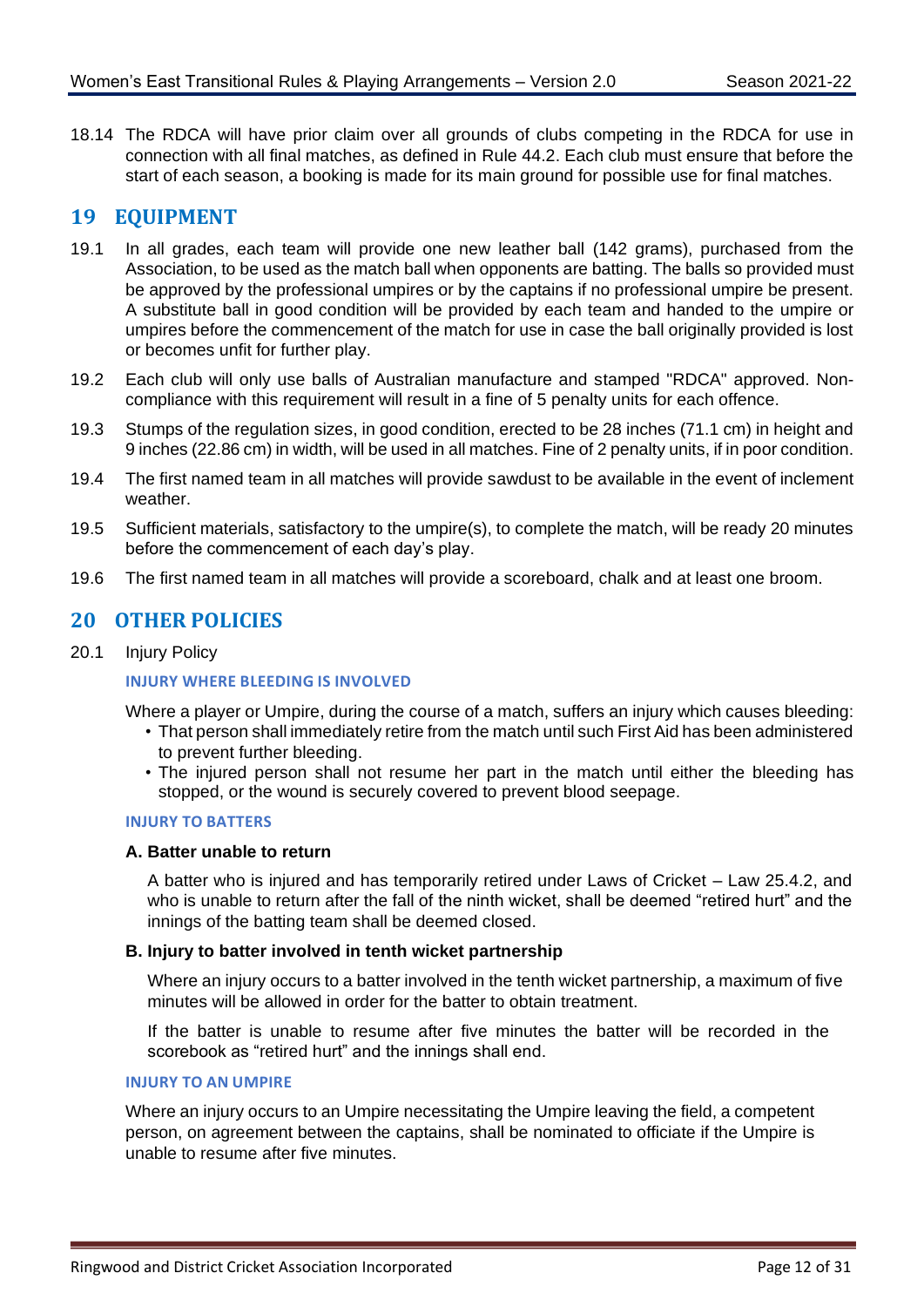18.14 The RDCA will have prior claim over all grounds of clubs competing in the RDCA for use in connection with all final matches, as defined in Rule 44.2. Each club must ensure that before the start of each season, a booking is made for its main ground for possible use for final matches.

## 19 EQUIPMENT

19.1 In all grades, each team will provide one new leather ball (142 grams), purchased from the Association, to be used as the match ball when opponents are batting. The balls so provided must be approved by the professional umpires or by the captains if no professional umpire be present. A substitute ball in good condition will be provided by each team and handed to the umpire or umpires before the commencement of the match for use in case the ball originally provided is lost or becomes unfit for further play.

19.2 Each club will only use balls of Australian manufacture and stamped "RDCA" approved. Non-compliance with this requirement will result in a fine of 5 penalty units for each offence.

19.3 Stumps of the regulation sizes, in good condition, erected to be 28 inches (71.1 cm) in height and 9 inches (22.86 cm) in width, will be used in all matches. Fine of 2 penalty units, if in poor condition.

19.4 The first named team in all matches will provide sawdust to be available in the event of inclement weather.

19.5 Sufficient materials, satisfactory to the umpire(s), to complete the match, will be ready 20 minutes before the commencement of each day's play.

19.6 The first named team in all matches will provide a scoreboard, chalk and at least one broom.

## 20 OTHER POLICIES

20.1 Injury Policy

#### INJURY WHERE BLEEDING IS INVOLVED

Where a player or Umpire, during the course of a match, suffers an injury which causes bleeding:

- That person shall immediately retire from the match until such First Aid has been administered to prevent further bleeding.
- The injured person shall not resume her part in the match until either the bleeding has stopped, or the wound is securely covered to prevent blood seepage.

#### INJURY TO BATTERS

**A. Batter unable to return**

A batter who is injured and has temporarily retired under Laws of Cricket – Law 25.4.2, and who is unable to return after the fall of the ninth wicket, shall be deemed "retired hurt" and the innings of the batting team shall be deemed closed.

**B. Injury to batter involved in tenth wicket partnership**

Where an injury occurs to a batter involved in the tenth wicket partnership, a maximum of five minutes will be allowed in order for the batter to obtain treatment.

If the batter is unable to resume after five minutes the batter will be recorded in the scorebook as "retired hurt" and the innings shall end.

#### INJURY TO AN UMPIRE

Where an injury occurs to an Umpire necessitating the Umpire leaving the field, a competent person, on agreement between the captains, shall be nominated to officiate if the Umpire is unable to resume after five minutes.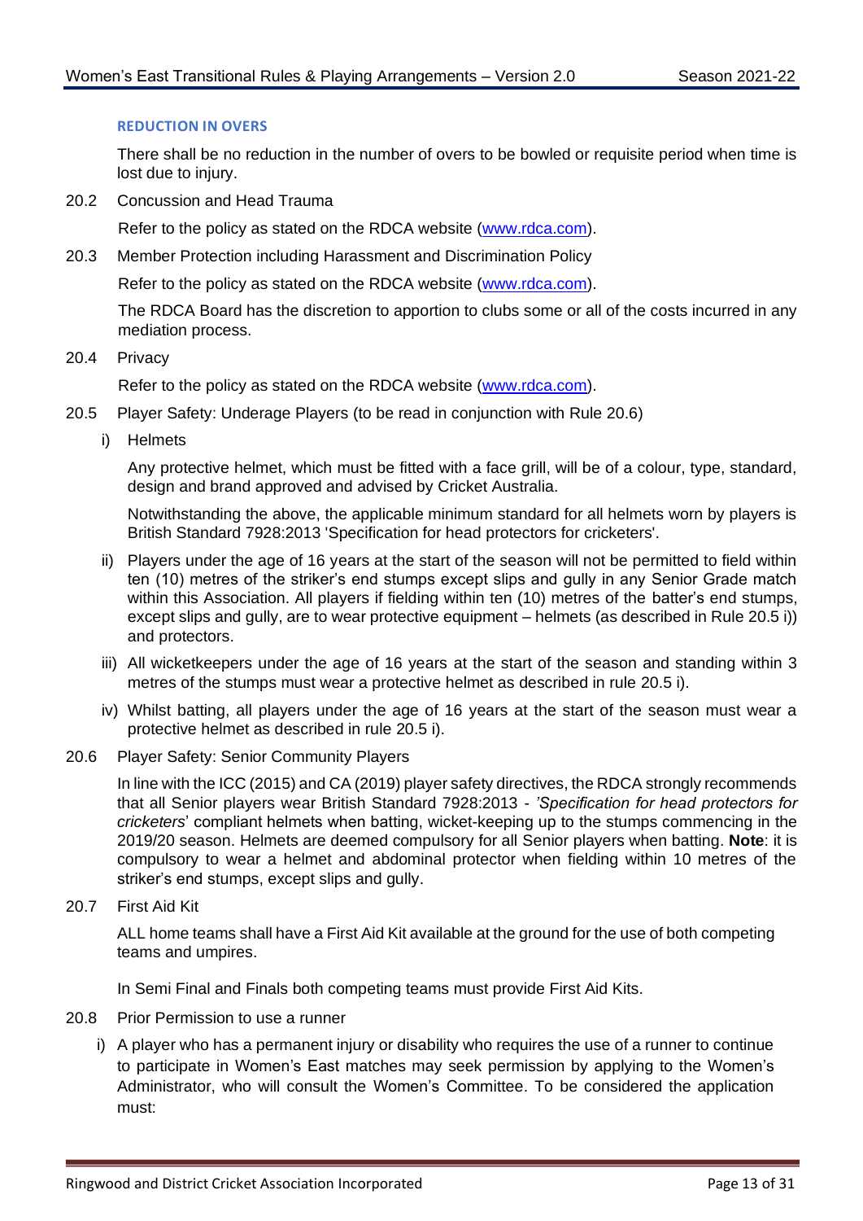#### REDUCTION IN OVERS

There shall be no reduction in the number of overs to be bowled or requisite period when time is lost due to injury.

20.2 Concussion and Head Trauma

Refer to the policy as stated on the RDCA website (www.rdca.com).

20.3 Member Protection including Harassment and Discrimination Policy

Refer to the policy as stated on the RDCA website (www.rdca.com).

The RDCA Board has the discretion to apportion to clubs some or all of the costs incurred in any mediation process.

20.4 Privacy

Refer to the policy as stated on the RDCA website (www.rdca.com).

20.5 Player Safety: Underage Players (to be read in conjunction with Rule 20.6)

i) Helmets

Any protective helmet, which must be fitted with a face grill, will be of a colour, type, standard, design and brand approved and advised by Cricket Australia.

Notwithstanding the above, the applicable minimum standard for all helmets worn by players is British Standard 7928:2013 'Specification for head protectors for cricketers'.

ii) Players under the age of 16 years at the start of the season will not be permitted to field within ten (10) metres of the striker's end stumps except slips and gully in any Senior Grade match within this Association. All players if fielding within ten (10) metres of the batter's end stumps, except slips and gully, are to wear protective equipment – helmets (as described in Rule 20.5 i)) and protectors.

iii) All wicketkeepers under the age of 16 years at the start of the season and standing within 3 metres of the stumps must wear a protective helmet as described in rule 20.5 i).

iv) Whilst batting, all players under the age of 16 years at the start of the season must wear a protective helmet as described in rule 20.5 i).

20.6 Player Safety: Senior Community Players

In line with the ICC (2015) and CA (2019) player safety directives, the RDCA strongly recommends that all Senior players wear British Standard 7928:2013 - '*Specification for head protectors for cricketers*' compliant helmets when batting, wicket-keeping up to the stumps commencing in the 2019/20 season. Helmets are deemed compulsory for all Senior players when batting. **Note**: it is compulsory to wear a helmet and abdominal protector when fielding within 10 metres of the striker's end stumps, except slips and gully.

20.7 First Aid Kit

ALL home teams shall have a First Aid Kit available at the ground for the use of both competing teams and umpires.

In Semi Final and Finals both competing teams must provide First Aid Kits.

20.8 Prior Permission to use a runner

i) A player who has a permanent injury or disability who requires the use of a runner to continue to participate in Women's East matches may seek permission by applying to the Women's Administrator, who will consult the Women's Committee. To be considered the application must: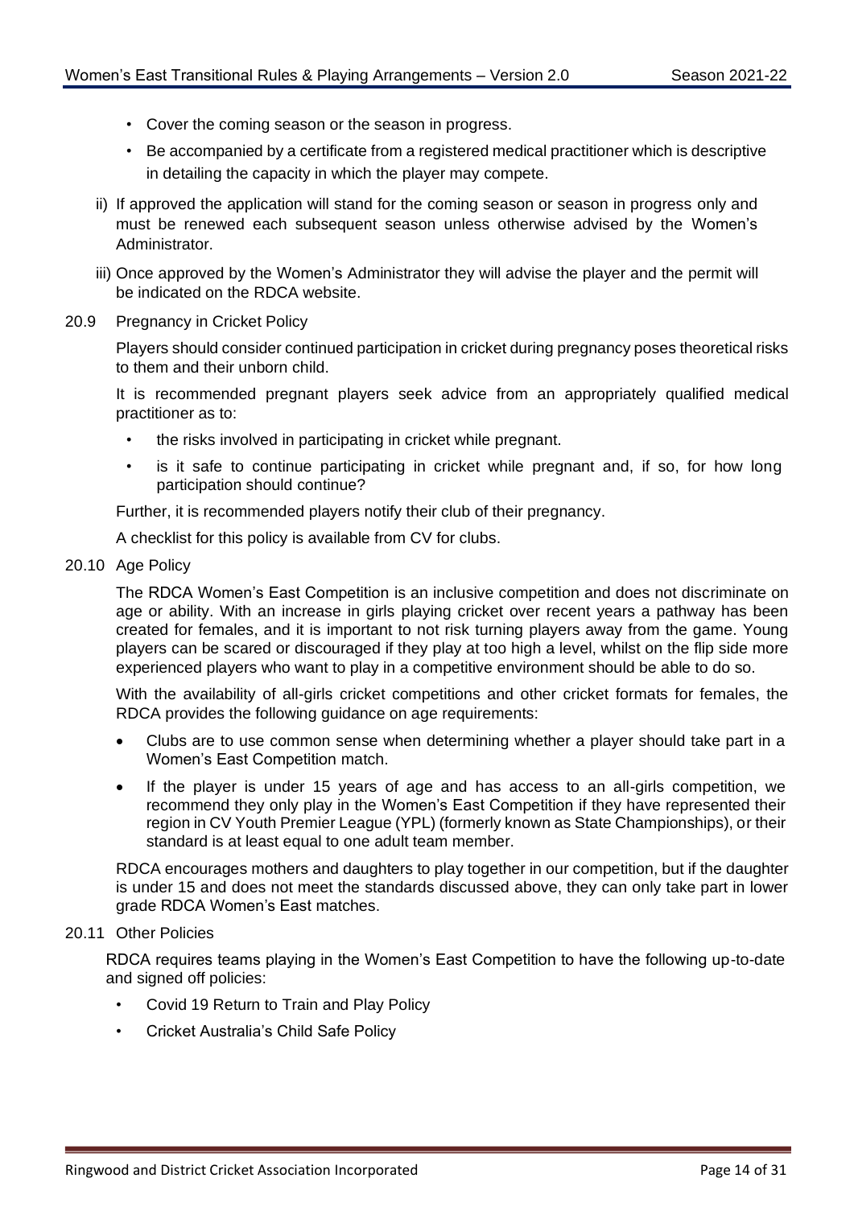- Cover the coming season or the season in progress.
- Be accompanied by a certificate from a registered medical practitioner which is descriptive in detailing the capacity in which the player may compete.

ii) If approved the application will stand for the coming season or season in progress only and must be renewed each subsequent season unless otherwise advised by the Women's Administrator.

iii) Once approved by the Women's Administrator they will advise the player and the permit will be indicated on the RDCA website.

20.9 Pregnancy in Cricket Policy

Players should consider continued participation in cricket during pregnancy poses theoretical risks to them and their unborn child.

It is recommended pregnant players seek advice from an appropriately qualified medical practitioner as to:

- the risks involved in participating in cricket while pregnant.
- is it safe to continue participating in cricket while pregnant and, if so, for how long participation should continue?

Further, it is recommended players notify their club of their pregnancy.

A checklist for this policy is available from CV for clubs.

20.10 Age Policy

The RDCA Women's East Competition is an inclusive competition and does not discriminate on age or ability. With an increase in girls playing cricket over recent years a pathway has been created for females, and it is important to not risk turning players away from the game. Young players can be scared or discouraged if they play at too high a level, whilst on the flip side more experienced players who want to play in a competitive environment should be able to do so.

With the availability of all-girls cricket competitions and other cricket formats for females, the RDCA provides the following guidance on age requirements:

- Clubs are to use common sense when determining whether a player should take part in a Women's East Competition match.
- If the player is under 15 years of age and has access to an all-girls competition, we recommend they only play in the Women's East Competition if they have represented their region in CV Youth Premier League (YPL) (formerly known as State Championships), or their standard is at least equal to one adult team member.

RDCA encourages mothers and daughters to play together in our competition, but if the daughter is under 15 and does not meet the standards discussed above, they can only take part in lower grade RDCA Women's East matches.

20.11 Other Policies

RDCA requires teams playing in the Women's East Competition to have the following up-to-date and signed off policies:

- Covid 19 Return to Train and Play Policy
- Cricket Australia's Child Safe Policy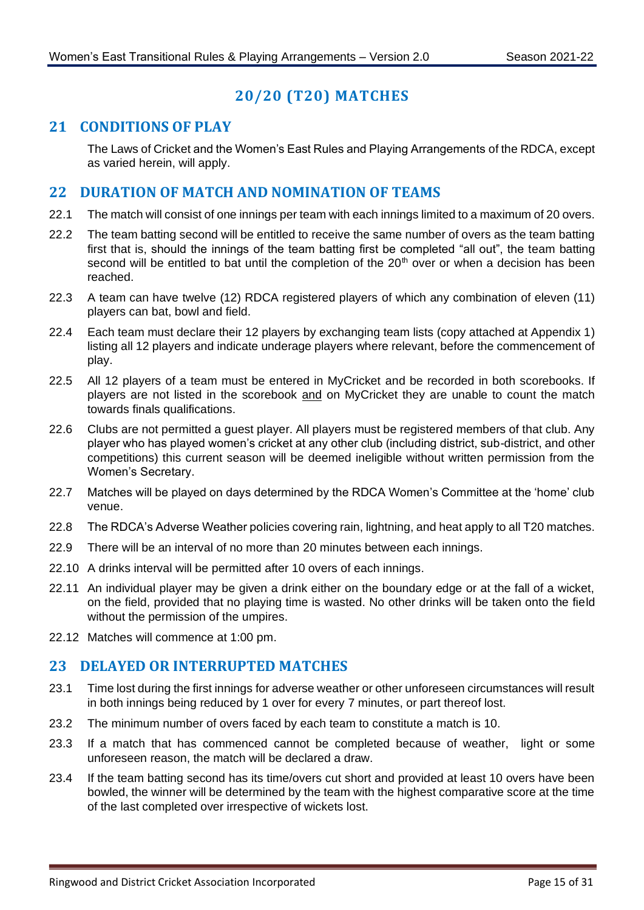# 20/20 (T20) MATCHES

## 21 CONDITIONS OF PLAY

The Laws of Cricket and the Women's East Rules and Playing Arrangements of the RDCA, except as varied herein, will apply.

## 22 DURATION OF MATCH AND NOMINATION OF TEAMS

22.1 The match will consist of one innings per team with each innings limited to a maximum of 20 overs.

22.2 The team batting second will be entitled to receive the same number of overs as the team batting first that is, should the innings of the team batting first be completed "all out", the team batting second will be entitled to bat until the completion of the 20th over or when a decision has been reached.

22.3 A team can have twelve (12) RDCA registered players of which any combination of eleven (11) players can bat, bowl and field.

22.4 Each team must declare their 12 players by exchanging team lists (copy attached at Appendix 1) listing all 12 players and indicate underage players where relevant, before the commencement of play.

22.5 All 12 players of a team must be entered in MyCricket and be recorded in both scorebooks. If players are not listed in the scorebook and on MyCricket they are unable to count the match towards finals qualifications.

22.6 Clubs are not permitted a guest player. All players must be registered members of that club. Any player who has played women's cricket at any other club (including district, sub-district, and other competitions) this current season will be deemed ineligible without written permission from the Women's Secretary.

22.7 Matches will be played on days determined by the RDCA Women's Committee at the 'home' club venue.

22.8 The RDCA's Adverse Weather policies covering rain, lightning, and heat apply to all T20 matches.

22.9 There will be an interval of no more than 20 minutes between each innings.

22.10 A drinks interval will be permitted after 10 overs of each innings.

22.11 An individual player may be given a drink either on the boundary edge or at the fall of a wicket, on the field, provided that no playing time is wasted. No other drinks will be taken onto the field without the permission of the umpires.

22.12 Matches will commence at 1:00 pm.

## 23 DELAYED OR INTERRUPTED MATCHES

23.1 Time lost during the first innings for adverse weather or other unforeseen circumstances will result in both innings being reduced by 1 over for every 7 minutes, or part thereof lost.

23.2 The minimum number of overs faced by each team to constitute a match is 10.

23.3 If a match that has commenced cannot be completed because of weather, light or some unforeseen reason, the match will be declared a draw.

23.4 If the team batting second has its time/overs cut short and provided at least 10 overs have been bowled, the winner will be determined by the team with the highest comparative score at the time of the last completed over irrespective of wickets lost.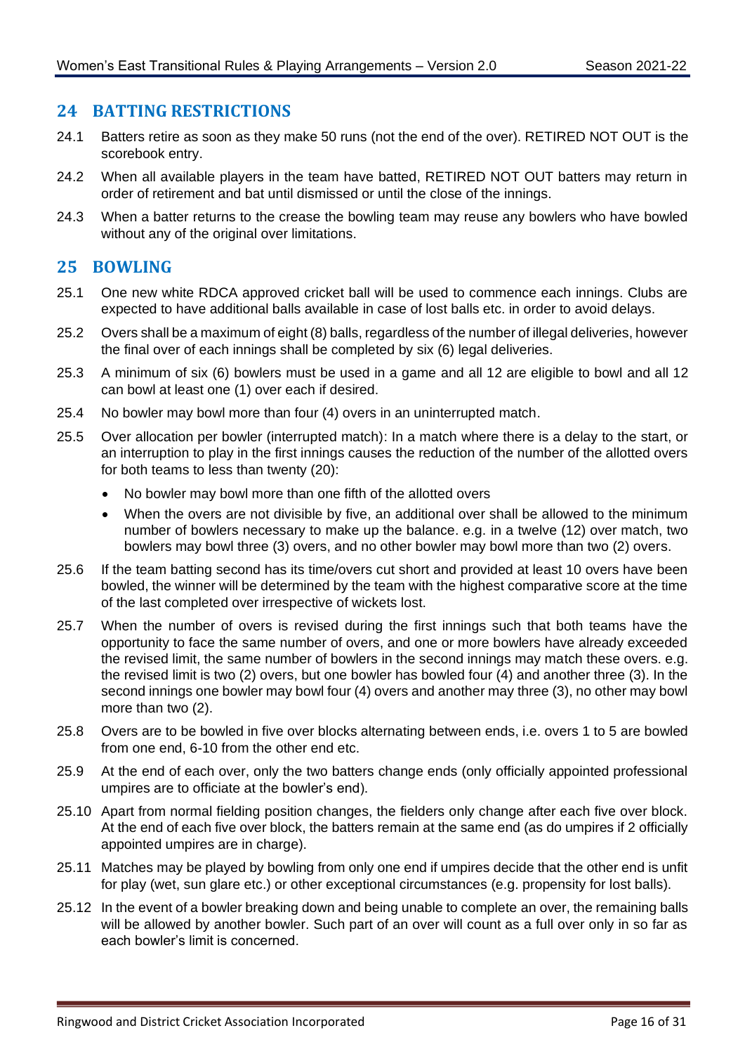## 24 BATTING RESTRICTIONS

24.1 Batters retire as soon as they make 50 runs (not the end of the over). RETIRED NOT OUT is the scorebook entry.

24.2 When all available players in the team have batted, RETIRED NOT OUT batters may return in order of retirement and bat until dismissed or until the close of the innings.

24.3 When a batter returns to the crease the bowling team may reuse any bowlers who have bowled without any of the original over limitations.

## 25 BOWLING

25.1 One new white RDCA approved cricket ball will be used to commence each innings. Clubs are expected to have additional balls available in case of lost balls etc. in order to avoid delays.

25.2 Overs shall be a maximum of eight (8) balls, regardless of the number of illegal deliveries, however the final over of each innings shall be completed by six (6) legal deliveries.

25.3 A minimum of six (6) bowlers must be used in a game and all 12 are eligible to bowl and all 12 can bowl at least one (1) over each if desired.

25.4 No bowler may bowl more than four (4) overs in an uninterrupted match.

25.5 Over allocation per bowler (interrupted match): In a match where there is a delay to the start, or an interruption to play in the first innings causes the reduction of the number of the allotted overs for both teams to less than twenty (20):

- No bowler may bowl more than one fifth of the allotted overs
- When the overs are not divisible by five, an additional over shall be allowed to the minimum number of bowlers necessary to make up the balance. e.g. in a twelve (12) over match, two bowlers may bowl three (3) overs, and no other bowler may bowl more than two (2) overs.

25.6 If the team batting second has its time/overs cut short and provided at least 10 overs have been bowled, the winner will be determined by the team with the highest comparative score at the time of the last completed over irrespective of wickets lost.

25.7 When the number of overs is revised during the first innings such that both teams have the opportunity to face the same number of overs, and one or more bowlers have already exceeded the revised limit, the same number of bowlers in the second innings may match these overs. e.g. the revised limit is two (2) overs, but one bowler has bowled four (4) and another three (3). In the second innings one bowler may bowl four (4) overs and another may three (3), no other may bowl more than two (2).

25.8 Overs are to be bowled in five over blocks alternating between ends, i.e. overs 1 to 5 are bowled from one end, 6-10 from the other end etc.

25.9 At the end of each over, only the two batters change ends (only officially appointed professional umpires are to officiate at the bowler's end).

25.10 Apart from normal fielding position changes, the fielders only change after each five over block. At the end of each five over block, the batters remain at the same end (as do umpires if 2 officially appointed umpires are in charge).

25.11 Matches may be played by bowling from only one end if umpires decide that the other end is unfit for play (wet, sun glare etc.) or other exceptional circumstances (e.g. propensity for lost balls).

25.12 In the event of a bowler breaking down and being unable to complete an over, the remaining balls will be allowed by another bowler. Such part of an over will count as a full over only in so far as each bowler's limit is concerned.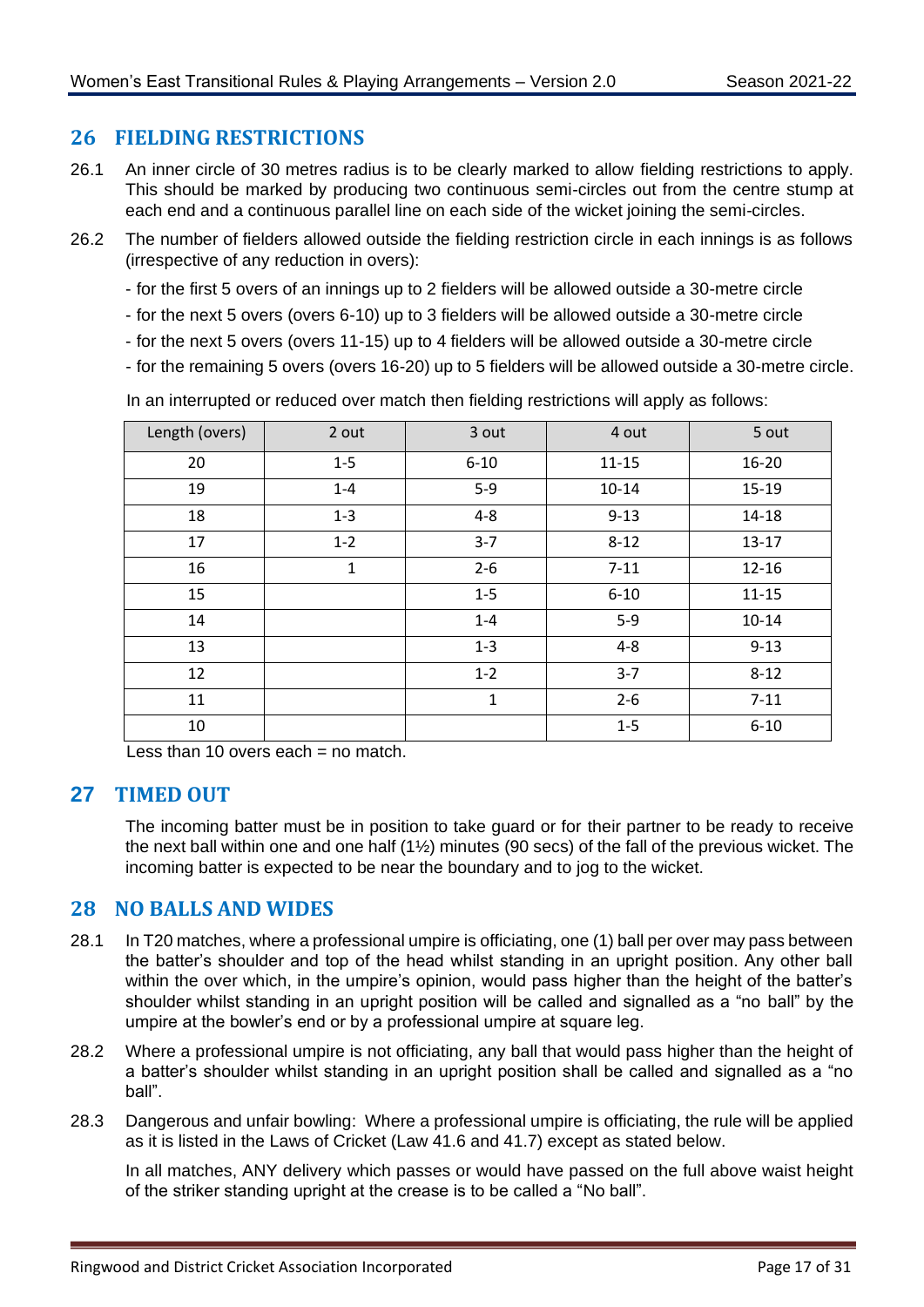## 26 FIELDING RESTRICTIONS

26.1 An inner circle of 30 metres radius is to be clearly marked to allow fielding restrictions to apply. This should be marked by producing two continuous semi-circles out from the centre stump at each end and a continuous parallel line on each side of the wicket joining the semi-circles.

26.2 The number of fielders allowed outside the fielding restriction circle in each innings is as follows (irrespective of any reduction in overs):

- for the first 5 overs of an innings up to 2 fielders will be allowed outside a 30-metre circle
- for the next 5 overs (overs 6-10) up to 3 fielders will be allowed outside a 30-metre circle
- for the next 5 overs (overs 11-15) up to 4 fielders will be allowed outside a 30-metre circle
- for the remaining 5 overs (overs 16-20) up to 5 fielders will be allowed outside a 30-metre circle.

In an interrupted or reduced over match then fielding restrictions will apply as follows:

| Length (overs) | 2 out | 3 out | 4 out | 5 out |
|---|---|---|---|---|
| 20 | 1-5 | 6-10 | 11-15 | 16-20 |
| 19 | 1-4 | 5-9 | 10-14 | 15-19 |
| 18 | 1-3 | 4-8 | 9-13 | 14-18 |
| 17 | 1-2 | 3-7 | 8-12 | 13-17 |
| 16 | 1 | 2-6 | 7-11 | 12-16 |
| 15 | | 1-5 | 6-10 | 11-15 |
| 14 | | 1-4 | 5-9 | 10-14 |
| 13 | | 1-3 | 4-8 | 9-13 |
| 12 | | 1-2 | 3-7 | 8-12 |
| 11 | | 1 | 2-6 | 7-11 |
| 10 | | | 1-5 | 6-10 |

Less than 10 overs each = no match.

## 27 TIMED OUT

The incoming batter must be in position to take guard or for their partner to be ready to receive the next ball within one and one half (1½) minutes (90 secs) of the fall of the previous wicket. The incoming batter is expected to be near the boundary and to jog to the wicket.

## 28 NO BALLS AND WIDES

28.1 In T20 matches, where a professional umpire is officiating, one (1) ball per over may pass between the batter's shoulder and top of the head whilst standing in an upright position. Any other ball within the over which, in the umpire's opinion, would pass higher than the height of the batter's shoulder whilst standing in an upright position will be called and signalled as a "no ball" by the umpire at the bowler's end or by a professional umpire at square leg.

28.2 Where a professional umpire is not officiating, any ball that would pass higher than the height of a batter's shoulder whilst standing in an upright position shall be called and signalled as a "no ball".

28.3 Dangerous and unfair bowling: Where a professional umpire is officiating, the rule will be applied as it is listed in the Laws of Cricket (Law 41.6 and 41.7) except as stated below.

In all matches, ANY delivery which passes or would have passed on the full above waist height of the striker standing upright at the crease is to be called a "No ball".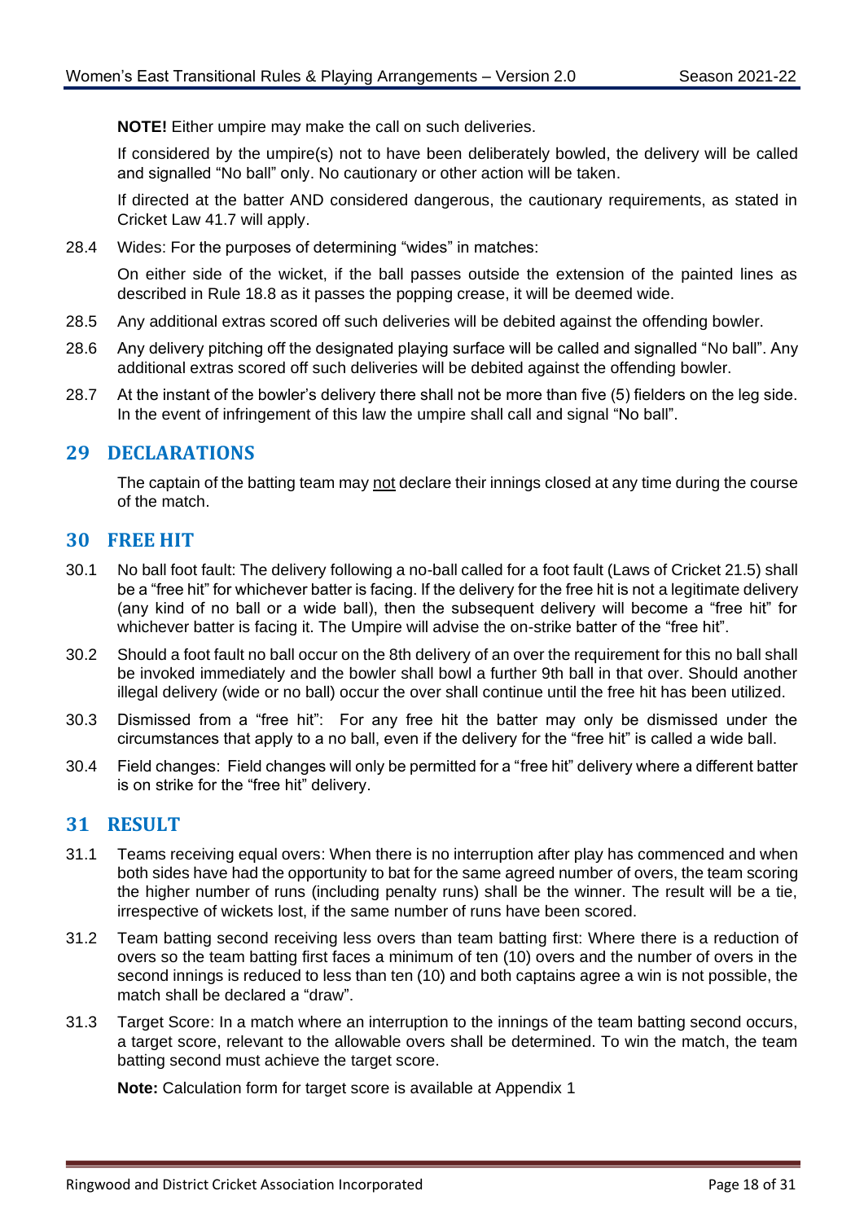**NOTE!** Either umpire may make the call on such deliveries.

If considered by the umpire(s) not to have been deliberately bowled, the delivery will be called and signalled "No ball" only. No cautionary or other action will be taken.

If directed at the batter AND considered dangerous, the cautionary requirements, as stated in Cricket Law 41.7 will apply.

28.4 Wides: For the purposes of determining "wides" in matches:

On either side of the wicket, if the ball passes outside the extension of the painted lines as described in Rule 18.8 as it passes the popping crease, it will be deemed wide.

28.5 Any additional extras scored off such deliveries will be debited against the offending bowler.

28.6 Any delivery pitching off the designated playing surface will be called and signalled "No ball". Any additional extras scored off such deliveries will be debited against the offending bowler.

28.7 At the instant of the bowler's delivery there shall not be more than five (5) fielders on the leg side. In the event of infringement of this law the umpire shall call and signal "No ball".

## 29 DECLARATIONS

The captain of the batting team may not declare their innings closed at any time during the course of the match.

## 30 FREE HIT

30.1 No ball foot fault: The delivery following a no-ball called for a foot fault (Laws of Cricket 21.5) shall be a "free hit" for whichever batter is facing. If the delivery for the free hit is not a legitimate delivery (any kind of no ball or a wide ball), then the subsequent delivery will become a "free hit" for whichever batter is facing it. The Umpire will advise the on-strike batter of the "free hit".

30.2 Should a foot fault no ball occur on the 8th delivery of an over the requirement for this no ball shall be invoked immediately and the bowler shall bowl a further 9th ball in that over. Should another illegal delivery (wide or no ball) occur the over shall continue until the free hit has been utilized.

30.3 Dismissed from a "free hit": For any free hit the batter may only be dismissed under the circumstances that apply to a no ball, even if the delivery for the "free hit" is called a wide ball.

30.4 Field changes: Field changes will only be permitted for a "free hit" delivery where a different batter is on strike for the "free hit" delivery.

## 31 RESULT

31.1 Teams receiving equal overs: When there is no interruption after play has commenced and when both sides have had the opportunity to bat for the same agreed number of overs, the team scoring the higher number of runs (including penalty runs) shall be the winner. The result will be a tie, irrespective of wickets lost, if the same number of runs have been scored.

31.2 Team batting second receiving less overs than team batting first: Where there is a reduction of overs so the team batting first faces a minimum of ten (10) overs and the number of overs in the second innings is reduced to less than ten (10) and both captains agree a win is not possible, the match shall be declared a "draw".

31.3 Target Score: In a match where an interruption to the innings of the team batting second occurs, a target score, relevant to the allowable overs shall be determined. To win the match, the team batting second must achieve the target score.

**Note:** Calculation form for target score is available at Appendix 1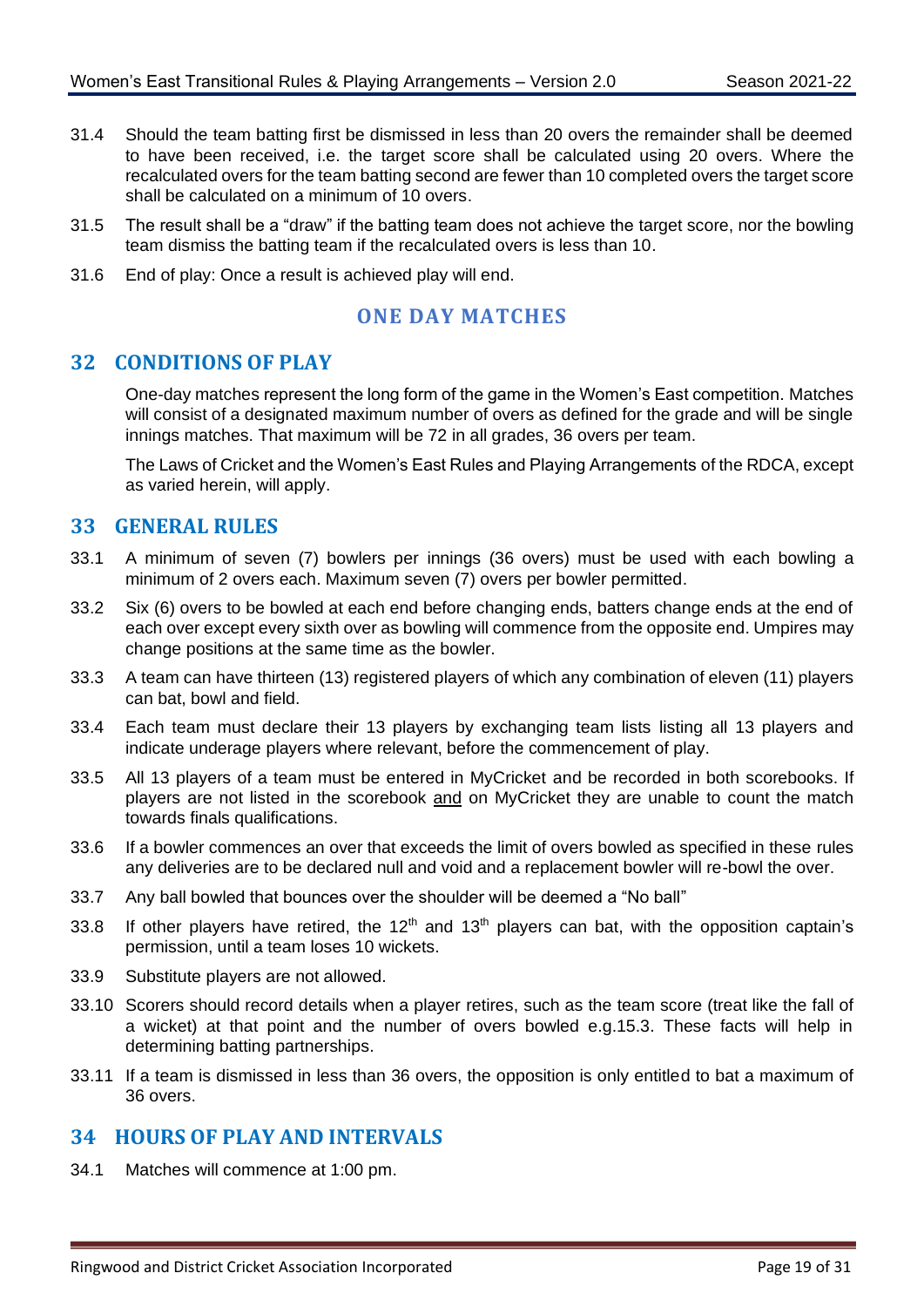31.4 Should the team batting first be dismissed in less than 20 overs the remainder shall be deemed to have been received, i.e. the target score shall be calculated using 20 overs. Where the recalculated overs for the team batting second are fewer than 10 completed overs the target score shall be calculated on a minimum of 10 overs.

31.5 The result shall be a "draw" if the batting team does not achieve the target score, nor the bowling team dismiss the batting team if the recalculated overs is less than 10.

31.6 End of play: Once a result is achieved play will end.

# ONE DAY MATCHES

## 32 CONDITIONS OF PLAY

One-day matches represent the long form of the game in the Women's East competition. Matches will consist of a designated maximum number of overs as defined for the grade and will be single innings matches. That maximum will be 72 in all grades, 36 overs per team.

The Laws of Cricket and the Women's East Rules and Playing Arrangements of the RDCA, except as varied herein, will apply.

## 33 GENERAL RULES

33.1 A minimum of seven (7) bowlers per innings (36 overs) must be used with each bowling a minimum of 2 overs each. Maximum seven (7) overs per bowler permitted.

33.2 Six (6) overs to be bowled at each end before changing ends, batters change ends at the end of each over except every sixth over as bowling will commence from the opposite end. Umpires may change positions at the same time as the bowler.

33.3 A team can have thirteen (13) registered players of which any combination of eleven (11) players can bat, bowl and field.

33.4 Each team must declare their 13 players by exchanging team lists listing all 13 players and indicate underage players where relevant, before the commencement of play.

33.5 All 13 players of a team must be entered in MyCricket and be recorded in both scorebooks. If players are not listed in the scorebook <u>and</u> on MyCricket they are unable to count the match towards finals qualifications.

33.6 If a bowler commences an over that exceeds the limit of overs bowled as specified in these rules any deliveries are to be declared null and void and a replacement bowler will re-bowl the over.

33.7 Any ball bowled that bounces over the shoulder will be deemed a "No ball"

33.8 If other players have retired, the 12th and 13th players can bat, with the opposition captain's permission, until a team loses 10 wickets.

33.9 Substitute players are not allowed.

33.10 Scorers should record details when a player retires, such as the team score (treat like the fall of a wicket) at that point and the number of overs bowled e.g.15.3. These facts will help in determining batting partnerships.

33.11 If a team is dismissed in less than 36 overs, the opposition is only entitled to bat a maximum of 36 overs.

## 34 HOURS OF PLAY AND INTERVALS

34.1 Matches will commence at 1:00 pm.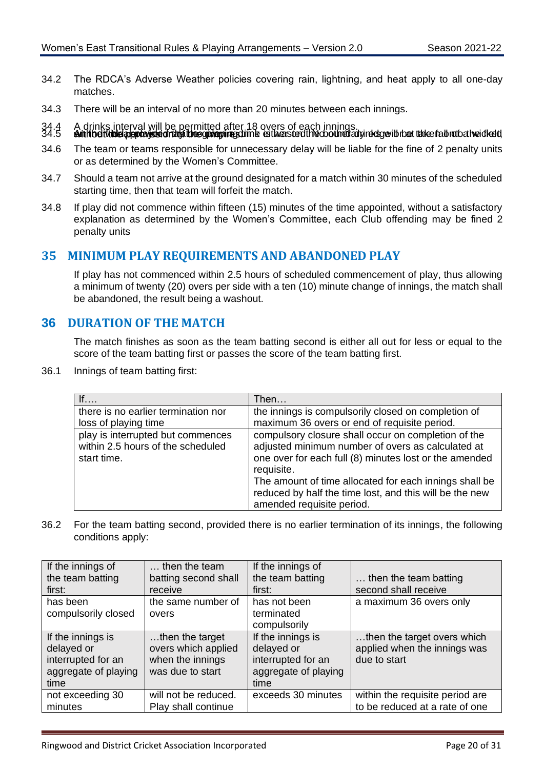34.2 The RDCA's Adverse Weather policies covering rain, lightning, and heat apply to all one-day matches.

34.3 There will be an interval of no more than 20 minutes between each innings.

34.4 A drinks interval will be permitted after 18 overs of each innings.

34.5 An individual player may take a drink at the fall of a wicket provided that no time is wasted. No other drinks will be taken on the field.

34.6 The team or teams responsible for unnecessary delay will be liable for the fine of 2 penalty units or as determined by the Women's Committee.

34.7 Should a team not arrive at the ground designated for a match within 30 minutes of the scheduled starting time, then that team will forfeit the match.

34.8 If play did not commence within fifteen (15) minutes of the time appointed, without a satisfactory explanation as determined by the Women's Committee, each Club offending may be fined 2 penalty units

## 35 MINIMUM PLAY REQUIREMENTS AND ABANDONED PLAY

If play has not commenced within 2.5 hours of scheduled commencement of play, thus allowing a minimum of twenty (20) overs per side with a ten (10) minute change of innings, the match shall be abandoned, the result being a washout.

## 36 DURATION OF THE MATCH

The match finishes as soon as the team batting second is either all out for less or equal to the score of the team batting first or passes the score of the team batting first.

36.1 Innings of team batting first:

| If…. | Then… |
|---|---|
| there is no earlier termination nor loss of playing time | the innings is compulsorily closed on completion of maximum 36 overs or end of requisite period. |
| play is interrupted but commences within 2.5 hours of the scheduled start time. | compulsory closure shall occur on completion of the adjusted minimum number of overs as calculated at one over for each full (8) minutes lost or the amended requisite.<br>The amount of time allocated for each innings shall be reduced by half the time lost, and this will be the new amended requisite period. |

36.2 For the team batting second, provided there is no earlier termination of its innings, the following conditions apply:

| If the innings of the team batting first: | … then the team batting second shall receive | If the innings of the team batting first: | … then the team batting second shall receive |
|---|---|---|---|
| has been compulsorily closed | the same number of overs | has not been terminated compulsorily | a maximum 36 overs only |
| If the innings is delayed or interrupted for an aggregate of playing time | …then the target overs which applied when the innings was due to start | If the innings is delayed or interrupted for an aggregate of playing time | …then the target overs which applied when the innings was due to start |
| not exceeding 30 minutes | will not be reduced. Play shall continue | exceeds 30 minutes | within the requisite period are to be reduced at a rate of one |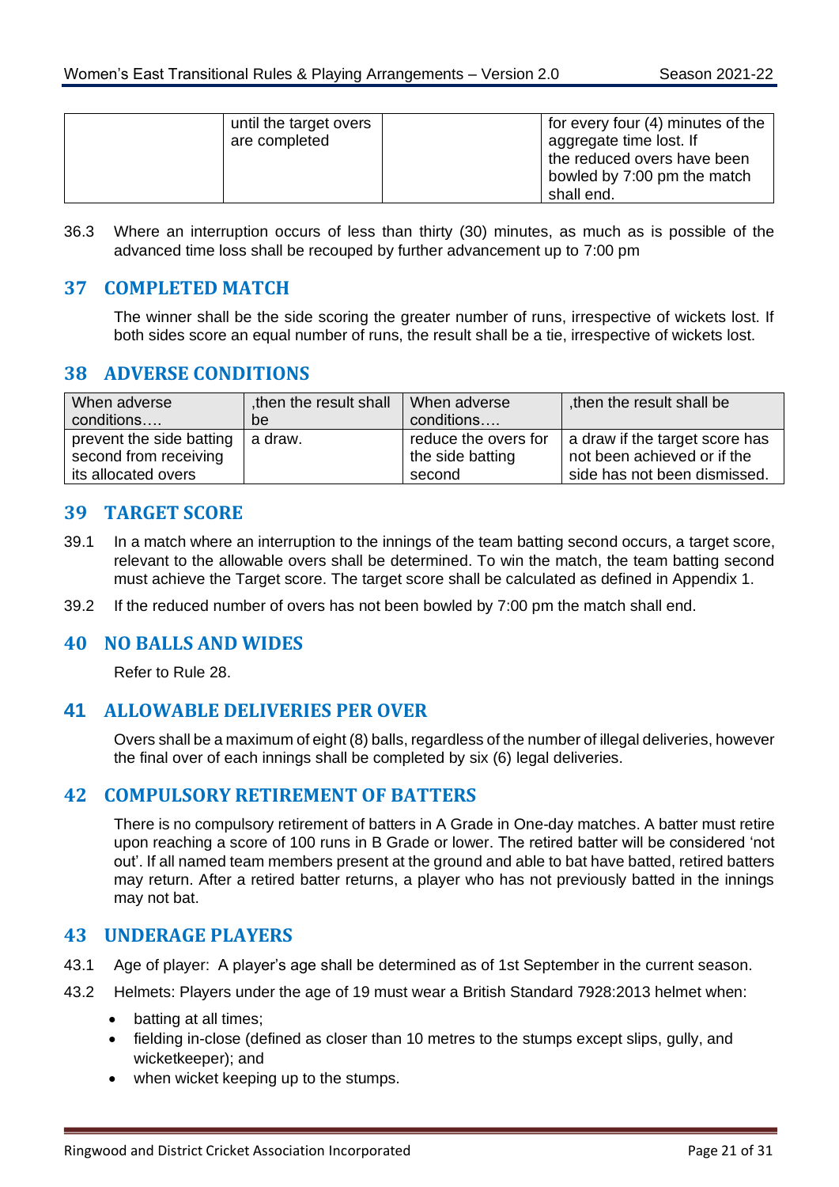|  | until the target overs are completed |  | for every four (4) minutes of the aggregate time lost. If the reduced overs have been bowled by 7:00 pm the match shall end. |
|---|---|---|---|

36.3 Where an interruption occurs of less than thirty (30) minutes, as much as is possible of the advanced time loss shall be recouped by further advancement up to 7:00 pm

## 37 COMPLETED MATCH

The winner shall be the side scoring the greater number of runs, irrespective of wickets lost. If both sides score an equal number of runs, the result shall be a tie, irrespective of wickets lost.

## 38 ADVERSE CONDITIONS

| When adverse conditions…. | ,then the result shall be | When adverse conditions…. | ,then the result shall be |
|---|---|---|---|
| prevent the side batting second from receiving its allocated overs | a draw. | reduce the overs for the side batting second | a draw if the target score has not been achieved or if the side has not been dismissed. |

## 39 TARGET SCORE

39.1 In a match where an interruption to the innings of the team batting second occurs, a target score, relevant to the allowable overs shall be determined. To win the match, the team batting second must achieve the Target score. The target score shall be calculated as defined in Appendix 1.

39.2 If the reduced number of overs has not been bowled by 7:00 pm the match shall end.

## 40 NO BALLS AND WIDES

Refer to Rule 28.

## 41 ALLOWABLE DELIVERIES PER OVER

Overs shall be a maximum of eight (8) balls, regardless of the number of illegal deliveries, however the final over of each innings shall be completed by six (6) legal deliveries.

## 42 COMPULSORY RETIREMENT OF BATTERS

There is no compulsory retirement of batters in A Grade in One-day matches. A batter must retire upon reaching a score of 100 runs in B Grade or lower. The retired batter will be considered 'not out'. If all named team members present at the ground and able to bat have batted, retired batters may return. After a retired batter returns, a player who has not previously batted in the innings may not bat.

## 43 UNDERAGE PLAYERS

43.1 Age of player: A player's age shall be determined as of 1st September in the current season.

43.2 Helmets: Players under the age of 19 must wear a British Standard 7928:2013 helmet when:

- batting at all times;
- fielding in-close (defined as closer than 10 metres to the stumps except slips, gully, and wicketkeeper); and
- when wicket keeping up to the stumps.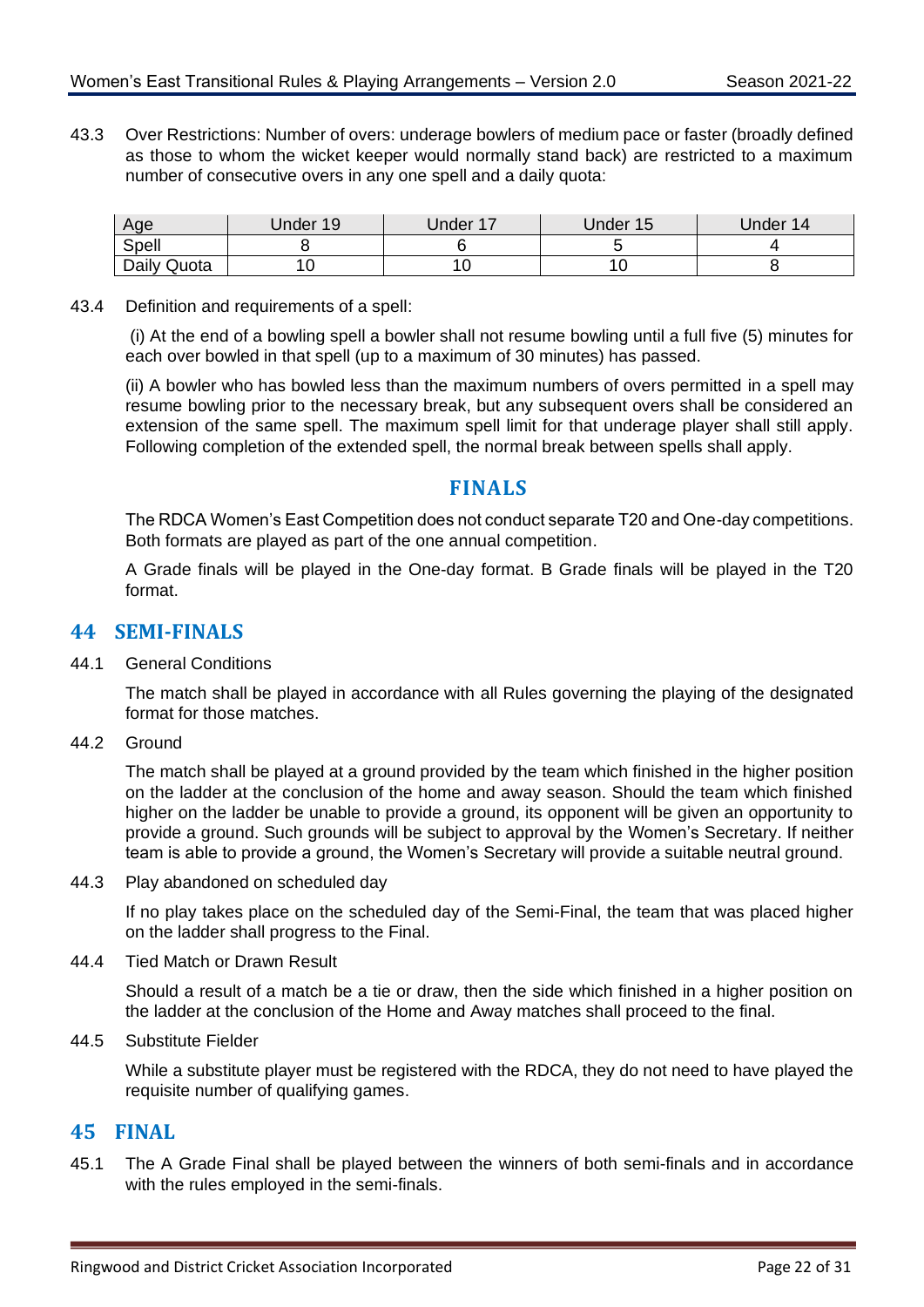43.3 Over Restrictions: Number of overs: underage bowlers of medium pace or faster (broadly defined as those to whom the wicket keeper would normally stand back) are restricted to a maximum number of consecutive overs in any one spell and a daily quota:

| Age | Under 19 | Under 17 | Under 15 | Under 14 |
|---|---|---|---|---|
| Spell | 8 | 6 | 5 | 4 |
| Daily Quota | 10 | 10 | 10 | 8 |

43.4 Definition and requirements of a spell:

(i) At the end of a bowling spell a bowler shall not resume bowling until a full five (5) minutes for each over bowled in that spell (up to a maximum of 30 minutes) has passed.

(ii) A bowler who has bowled less than the maximum numbers of overs permitted in a spell may resume bowling prior to the necessary break, but any subsequent overs shall be considered an extension of the same spell. The maximum spell limit for that underage player shall still apply. Following completion of the extended spell, the normal break between spells shall apply.

## FINALS

The RDCA Women's East Competition does not conduct separate T20 and One-day competitions. Both formats are played as part of the one annual competition.

A Grade finals will be played in the One-day format. B Grade finals will be played in the T20 format.

## 44 SEMI-FINALS

44.1 General Conditions

The match shall be played in accordance with all Rules governing the playing of the designated format for those matches.

44.2 Ground

The match shall be played at a ground provided by the team which finished in the higher position on the ladder at the conclusion of the home and away season. Should the team which finished higher on the ladder be unable to provide a ground, its opponent will be given an opportunity to provide a ground. Such grounds will be subject to approval by the Women's Secretary. If neither team is able to provide a ground, the Women's Secretary will provide a suitable neutral ground.

44.3 Play abandoned on scheduled day

If no play takes place on the scheduled day of the Semi-Final, the team that was placed higher on the ladder shall progress to the Final.

44.4 Tied Match or Drawn Result

Should a result of a match be a tie or draw, then the side which finished in a higher position on the ladder at the conclusion of the Home and Away matches shall proceed to the final.

44.5 Substitute Fielder

While a substitute player must be registered with the RDCA, they do not need to have played the requisite number of qualifying games.

## 45 FINAL

45.1 The A Grade Final shall be played between the winners of both semi-finals and in accordance with the rules employed in the semi-finals.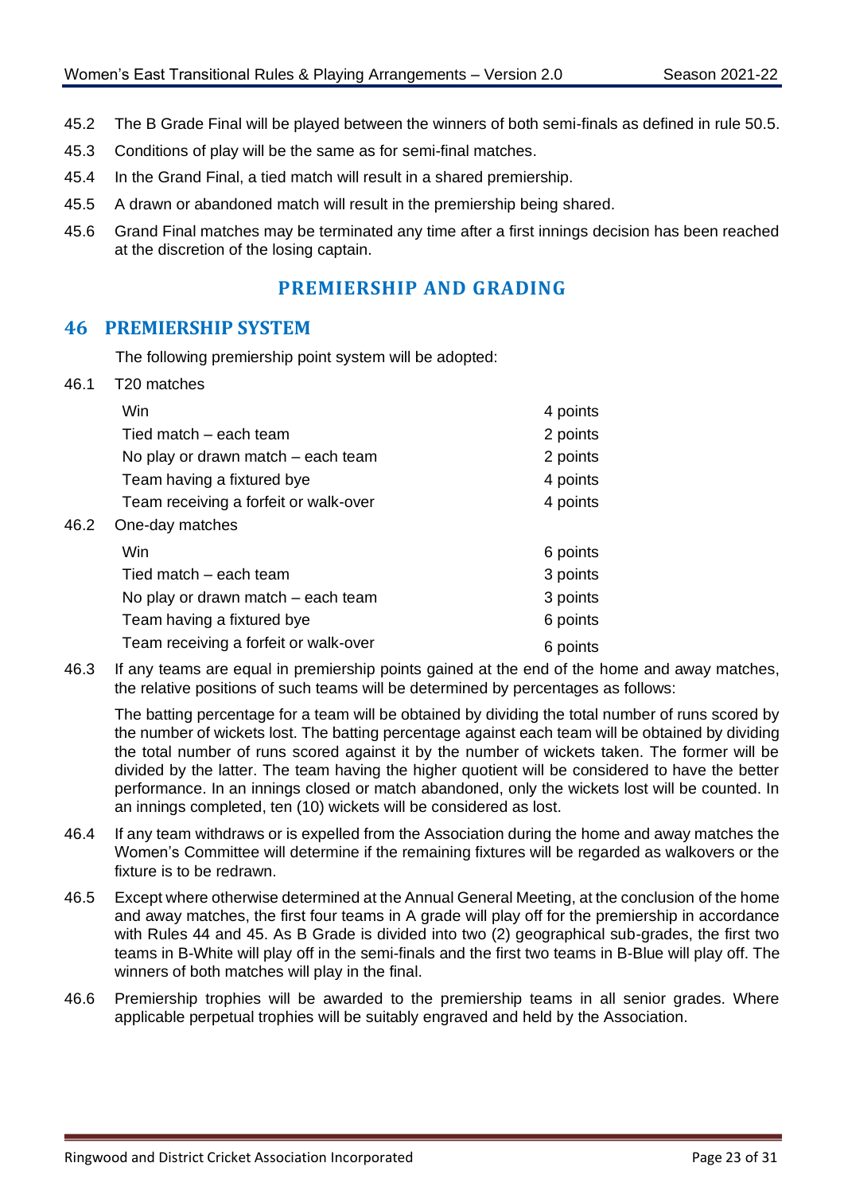45.2 The B Grade Final will be played between the winners of both semi-finals as defined in rule 50.5.

45.3 Conditions of play will be the same as for semi-final matches.

45.4 In the Grand Final, a tied match will result in a shared premiership.

45.5 A drawn or abandoned match will result in the premiership being shared.

45.6 Grand Final matches may be terminated any time after a first innings decision has been reached at the discretion of the losing captain.

# PREMIERSHIP AND GRADING

## 46 PREMIERSHIP SYSTEM

The following premiership point system will be adopted:

46.1 T20 matches

| | |
|---|---|
| Win | 4 points |
| Tied match – each team | 2 points |
| No play or drawn match – each team | 2 points |
| Team having a fixtured bye | 4 points |
| Team receiving a forfeit or walk-over | 4 points |

46.2 One-day matches

| | |
|---|---|
| Win | 6 points |
| Tied match – each team | 3 points |
| No play or drawn match – each team | 3 points |
| Team having a fixtured bye | 6 points |
| Team receiving a forfeit or walk-over | 6 points |

46.3 If any teams are equal in premiership points gained at the end of the home and away matches, the relative positions of such teams will be determined by percentages as follows:

The batting percentage for a team will be obtained by dividing the total number of runs scored by the number of wickets lost. The batting percentage against each team will be obtained by dividing the total number of runs scored against it by the number of wickets taken. The former will be divided by the latter. The team having the higher quotient will be considered to have the better performance. In an innings closed or match abandoned, only the wickets lost will be counted. In an innings completed, ten (10) wickets will be considered as lost.

46.4 If any team withdraws or is expelled from the Association during the home and away matches the Women's Committee will determine if the remaining fixtures will be regarded as walkovers or the fixture is to be redrawn.

46.5 Except where otherwise determined at the Annual General Meeting, at the conclusion of the home and away matches, the first four teams in A grade will play off for the premiership in accordance with Rules 44 and 45. As B Grade is divided into two (2) geographical sub-grades, the first two teams in B-White will play off in the semi-finals and the first two teams in B-Blue will play off. The winners of both matches will play in the final.

46.6 Premiership trophies will be awarded to the premiership teams in all senior grades. Where applicable perpetual trophies will be suitably engraved and held by the Association.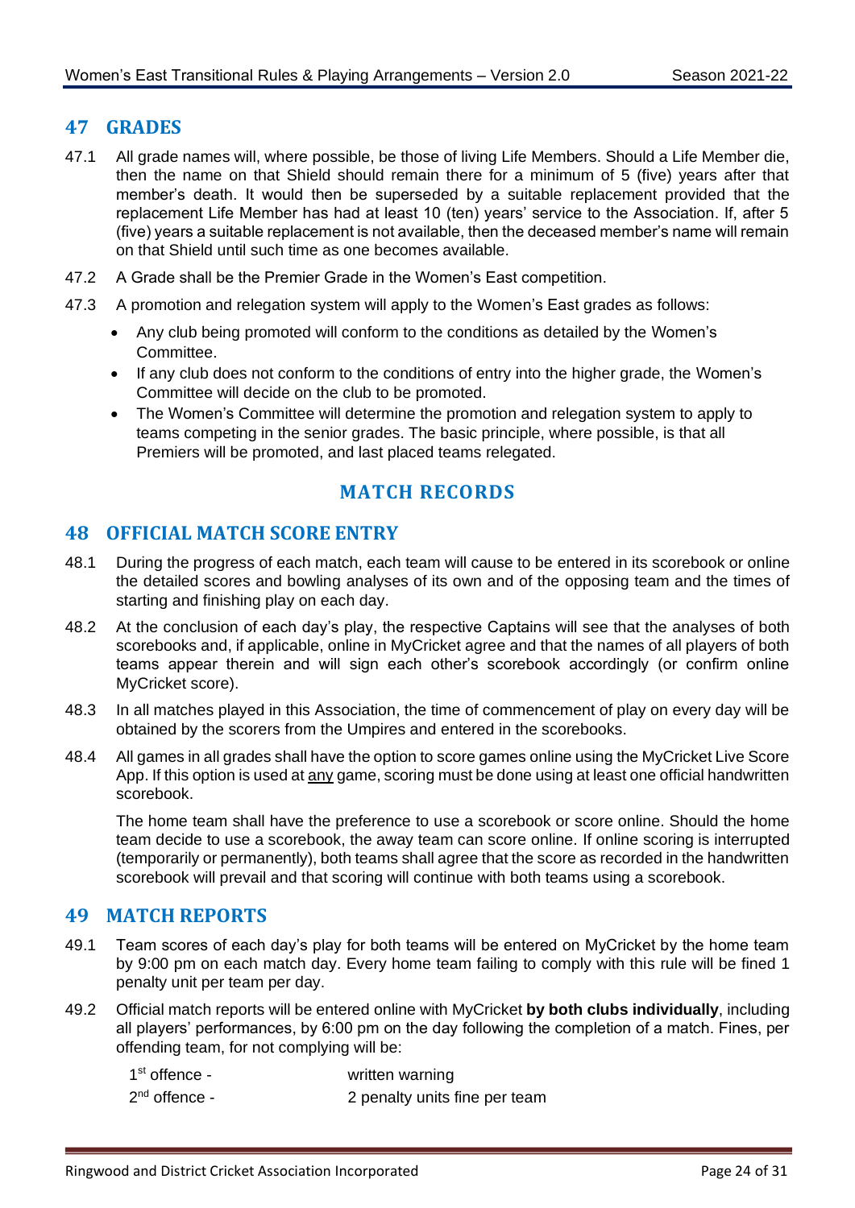## 47 GRADES

47.1 All grade names will, where possible, be those of living Life Members. Should a Life Member die, then the name on that Shield should remain there for a minimum of 5 (five) years after that member's death. It would then be superseded by a suitable replacement provided that the replacement Life Member has had at least 10 (ten) years' service to the Association. If, after 5 (five) years a suitable replacement is not available, then the deceased member's name will remain on that Shield until such time as one becomes available.

47.2 A Grade shall be the Premier Grade in the Women's East competition.

47.3 A promotion and relegation system will apply to the Women's East grades as follows:

- Any club being promoted will conform to the conditions as detailed by the Women's Committee.
- If any club does not conform to the conditions of entry into the higher grade, the Women's Committee will decide on the club to be promoted.
- The Women's Committee will determine the promotion and relegation system to apply to teams competing in the senior grades. The basic principle, where possible, is that all Premiers will be promoted, and last placed teams relegated.

# MATCH RECORDS

## 48 OFFICIAL MATCH SCORE ENTRY

48.1 During the progress of each match, each team will cause to be entered in its scorebook or online the detailed scores and bowling analyses of its own and of the opposing team and the times of starting and finishing play on each day.

48.2 At the conclusion of each day's play, the respective Captains will see that the analyses of both scorebooks and, if applicable, online in MyCricket agree and that the names of all players of both teams appear therein and will sign each other's scorebook accordingly (or confirm online MyCricket score).

48.3 In all matches played in this Association, the time of commencement of play on every day will be obtained by the scorers from the Umpires and entered in the scorebooks.

48.4 All games in all grades shall have the option to score games online using the MyCricket Live Score App. If this option is used at <u>any</u> game, scoring must be done using at least one official handwritten scorebook.

The home team shall have the preference to use a scorebook or score online. Should the home team decide to use a scorebook, the away team can score online. If online scoring is interrupted (temporarily or permanently), both teams shall agree that the score as recorded in the handwritten scorebook will prevail and that scoring will continue with both teams using a scorebook.

## 49 MATCH REPORTS

49.1 Team scores of each day's play for both teams will be entered on MyCricket by the home team by 9:00 pm on each match day. Every home team failing to comply with this rule will be fined 1 penalty unit per team per day.

49.2 Official match reports will be entered online with MyCricket **by both clubs individually**, including all players' performances, by 6:00 pm on the day following the completion of a match. Fines, per offending team, for not complying will be:

| | |
|---|---|
| 1st offence - | written warning |
| 2nd offence - | 2 penalty units fine per team |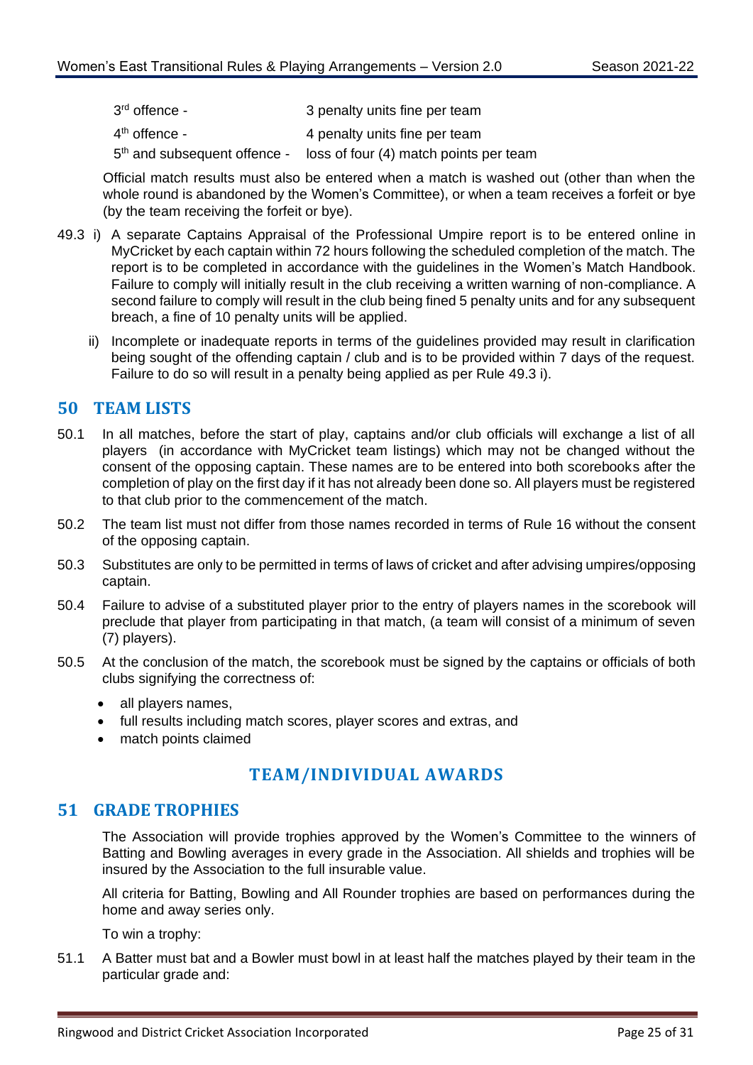| | |
|---|---|
| 3rd offence - | 3 penalty units fine per team |
| 4th offence - | 4 penalty units fine per team |
| 5th and subsequent offence - | loss of four (4) match points per team |

Official match results must also be entered when a match is washed out (other than when the whole round is abandoned by the Women's Committee), or when a team receives a forfeit or bye (by the team receiving the forfeit or bye).

49.3 i) A separate Captains Appraisal of the Professional Umpire report is to be entered online in MyCricket by each captain within 72 hours following the scheduled completion of the match. The report is to be completed in accordance with the guidelines in the Women's Match Handbook. Failure to comply will initially result in the club receiving a written warning of non-compliance. A second failure to comply will result in the club being fined 5 penalty units and for any subsequent breach, a fine of 10 penalty units will be applied.

ii) Incomplete or inadequate reports in terms of the guidelines provided may result in clarification being sought of the offending captain / club and is to be provided within 7 days of the request. Failure to do so will result in a penalty being applied as per Rule 49.3 i).

## 50 TEAM LISTS

50.1 In all matches, before the start of play, captains and/or club officials will exchange a list of all players (in accordance with MyCricket team listings) which may not be changed without the consent of the opposing captain. These names are to be entered into both scorebooks after the completion of play on the first day if it has not already been done so. All players must be registered to that club prior to the commencement of the match.

50.2 The team list must not differ from those names recorded in terms of Rule 16 without the consent of the opposing captain.

50.3 Substitutes are only to be permitted in terms of laws of cricket and after advising umpires/opposing captain.

50.4 Failure to advise of a substituted player prior to the entry of players names in the scorebook will preclude that player from participating in that match, (a team will consist of a minimum of seven (7) players).

50.5 At the conclusion of the match, the scorebook must be signed by the captains or officials of both clubs signifying the correctness of:

- all players names,
- full results including match scores, player scores and extras, and
- match points claimed

# TEAM/INDIVIDUAL AWARDS

## 51 GRADE TROPHIES

The Association will provide trophies approved by the Women's Committee to the winners of Batting and Bowling averages in every grade in the Association. All shields and trophies will be insured by the Association to the full insurable value.

All criteria for Batting, Bowling and All Rounder trophies are based on performances during the home and away series only.

To win a trophy:

51.1 A Batter must bat and a Bowler must bowl in at least half the matches played by their team in the particular grade and: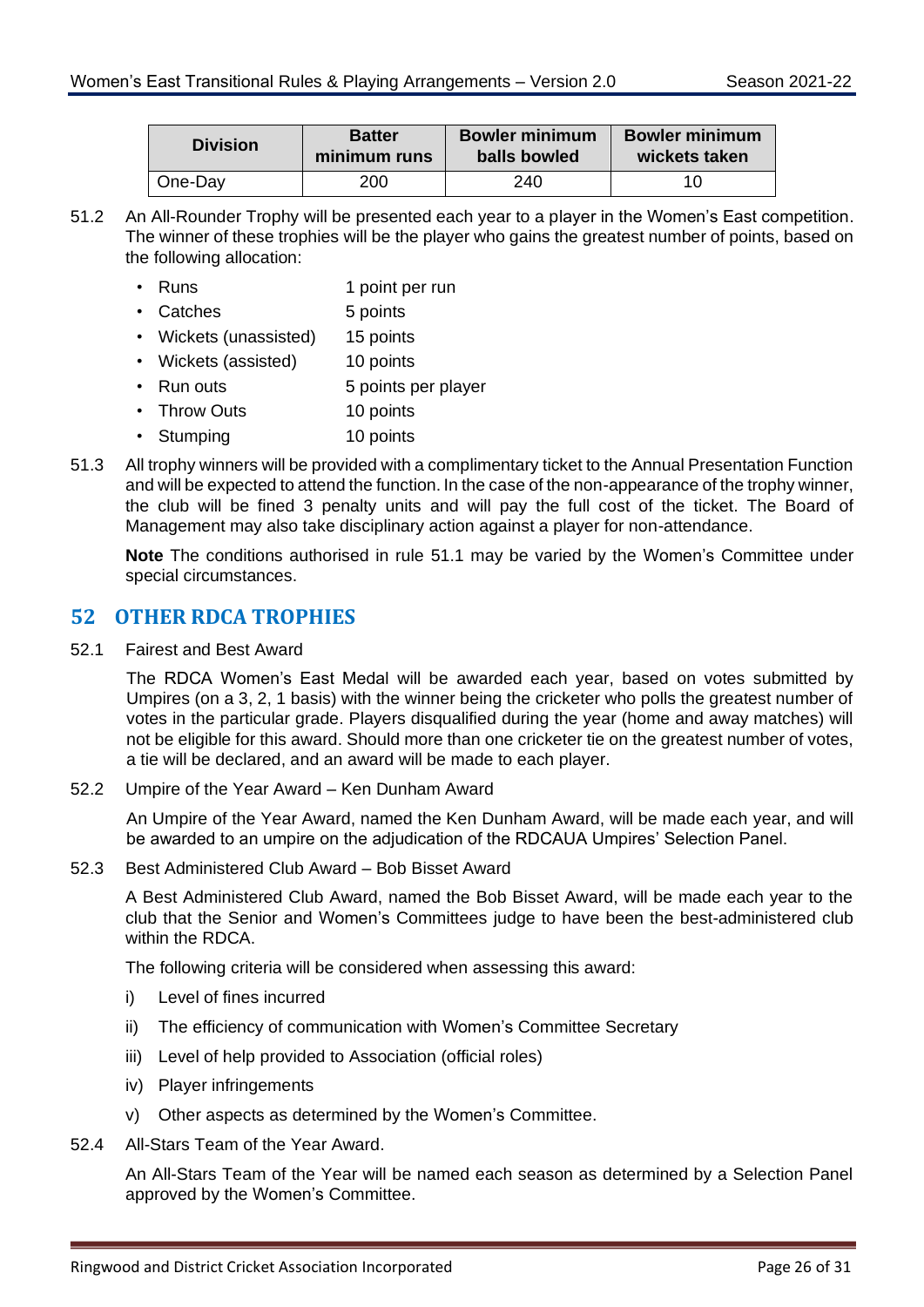| Division | Batter minimum runs | Bowler minimum balls bowled | Bowler minimum wickets taken |
| --- | --- | --- | --- |
| One-Day | 200 | 240 | 10 |

51.2 An All-Rounder Trophy will be presented each year to a player in the Women's East competition. The winner of these trophies will be the player who gains the greatest number of points, based on the following allocation:

- Runs — 1 point per run
- Catches — 5 points
- Wickets (unassisted) — 15 points
- Wickets (assisted) — 10 points
- Run outs — 5 points per player
- Throw Outs — 10 points
- Stumping — 10 points

51.3 All trophy winners will be provided with a complimentary ticket to the Annual Presentation Function and will be expected to attend the function. In the case of the non-appearance of the trophy winner, the club will be fined 3 penalty units and will pay the full cost of the ticket. The Board of Management may also take disciplinary action against a player for non-attendance.

**Note** The conditions authorised in rule 51.1 may be varied by the Women's Committee under special circumstances.

## 52 OTHER RDCA TROPHIES

52.1 Fairest and Best Award

The RDCA Women's East Medal will be awarded each year, based on votes submitted by Umpires (on a 3, 2, 1 basis) with the winner being the cricketer who polls the greatest number of votes in the particular grade. Players disqualified during the year (home and away matches) will not be eligible for this award. Should more than one cricketer tie on the greatest number of votes, a tie will be declared, and an award will be made to each player.

52.2 Umpire of the Year Award – Ken Dunham Award

An Umpire of the Year Award, named the Ken Dunham Award, will be made each year, and will be awarded to an umpire on the adjudication of the RDCAUA Umpires' Selection Panel.

52.3 Best Administered Club Award – Bob Bisset Award

A Best Administered Club Award, named the Bob Bisset Award, will be made each year to the club that the Senior and Women's Committees judge to have been the best-administered club within the RDCA.

The following criteria will be considered when assessing this award:

i) Level of fines incurred

ii) The efficiency of communication with Women's Committee Secretary

iii) Level of help provided to Association (official roles)

iv) Player infringements

v) Other aspects as determined by the Women's Committee.

52.4 All-Stars Team of the Year Award.

An All-Stars Team of the Year will be named each season as determined by a Selection Panel approved by the Women's Committee.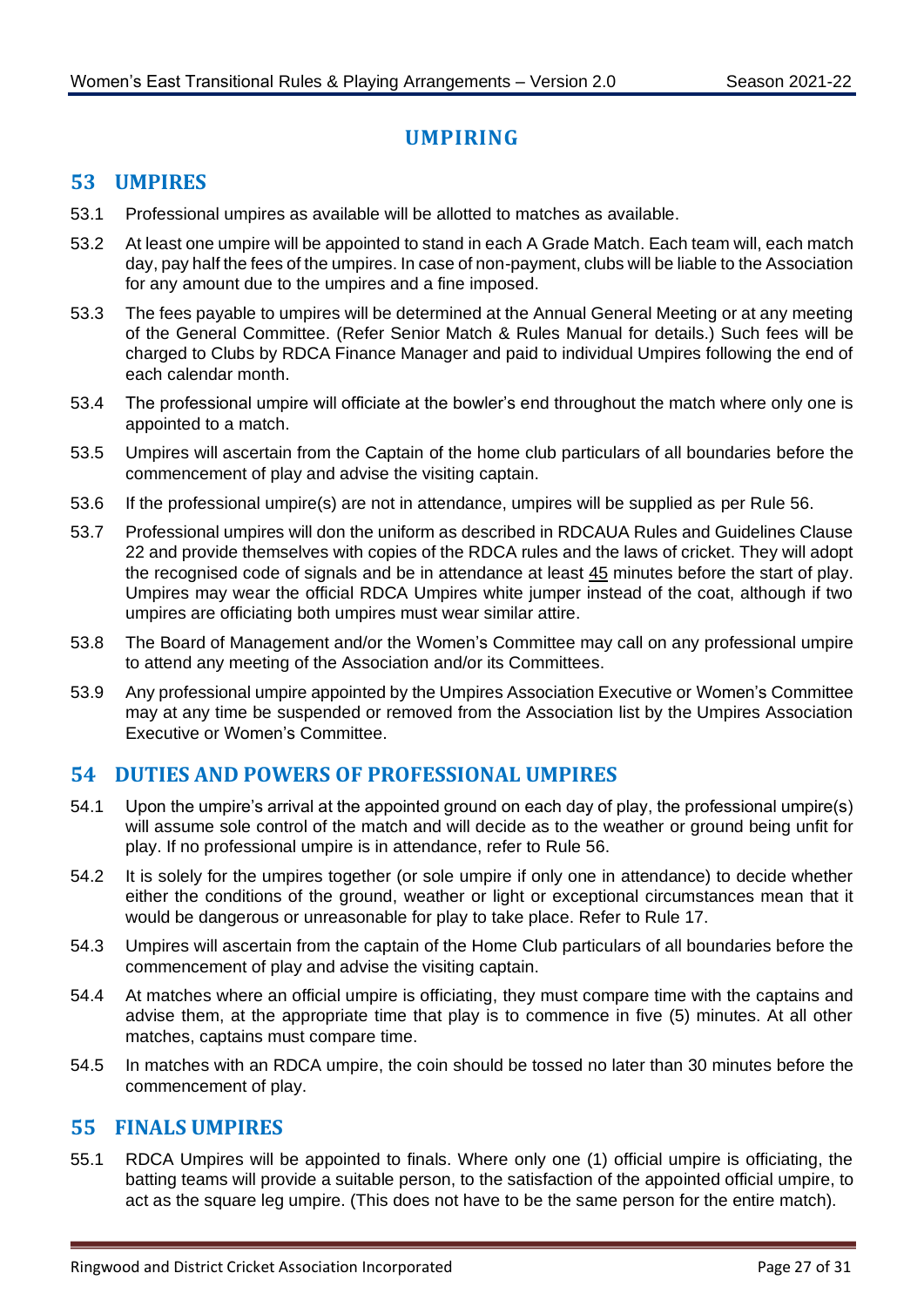# UMPIRING

## 53 UMPIRES

53.1 Professional umpires as available will be allotted to matches as available.

53.2 At least one umpire will be appointed to stand in each A Grade Match. Each team will, each match day, pay half the fees of the umpires. In case of non-payment, clubs will be liable to the Association for any amount due to the umpires and a fine imposed.

53.3 The fees payable to umpires will be determined at the Annual General Meeting or at any meeting of the General Committee. (Refer Senior Match & Rules Manual for details.) Such fees will be charged to Clubs by RDCA Finance Manager and paid to individual Umpires following the end of each calendar month.

53.4 The professional umpire will officiate at the bowler's end throughout the match where only one is appointed to a match.

53.5 Umpires will ascertain from the Captain of the home club particulars of all boundaries before the commencement of play and advise the visiting captain.

53.6 If the professional umpire(s) are not in attendance, umpires will be supplied as per Rule 56.

53.7 Professional umpires will don the uniform as described in RDCAUA Rules and Guidelines Clause 22 and provide themselves with copies of the RDCA rules and the laws of cricket. They will adopt the recognised code of signals and be in attendance at least 45 minutes before the start of play. Umpires may wear the official RDCA Umpires white jumper instead of the coat, although if two umpires are officiating both umpires must wear similar attire.

53.8 The Board of Management and/or the Women's Committee may call on any professional umpire to attend any meeting of the Association and/or its Committees.

53.9 Any professional umpire appointed by the Umpires Association Executive or Women's Committee may at any time be suspended or removed from the Association list by the Umpires Association Executive or Women's Committee.

## 54 DUTIES AND POWERS OF PROFESSIONAL UMPIRES

54.1 Upon the umpire's arrival at the appointed ground on each day of play, the professional umpire(s) will assume sole control of the match and will decide as to the weather or ground being unfit for play. If no professional umpire is in attendance, refer to Rule 56.

54.2 It is solely for the umpires together (or sole umpire if only one in attendance) to decide whether either the conditions of the ground, weather or light or exceptional circumstances mean that it would be dangerous or unreasonable for play to take place. Refer to Rule 17.

54.3 Umpires will ascertain from the captain of the Home Club particulars of all boundaries before the commencement of play and advise the visiting captain.

54.4 At matches where an official umpire is officiating, they must compare time with the captains and advise them, at the appropriate time that play is to commence in five (5) minutes. At all other matches, captains must compare time.

54.5 In matches with an RDCA umpire, the coin should be tossed no later than 30 minutes before the commencement of play.

## 55 FINALS UMPIRES

55.1 RDCA Umpires will be appointed to finals. Where only one (1) official umpire is officiating, the batting teams will provide a suitable person, to the satisfaction of the appointed official umpire, to act as the square leg umpire. (This does not have to be the same person for the entire match).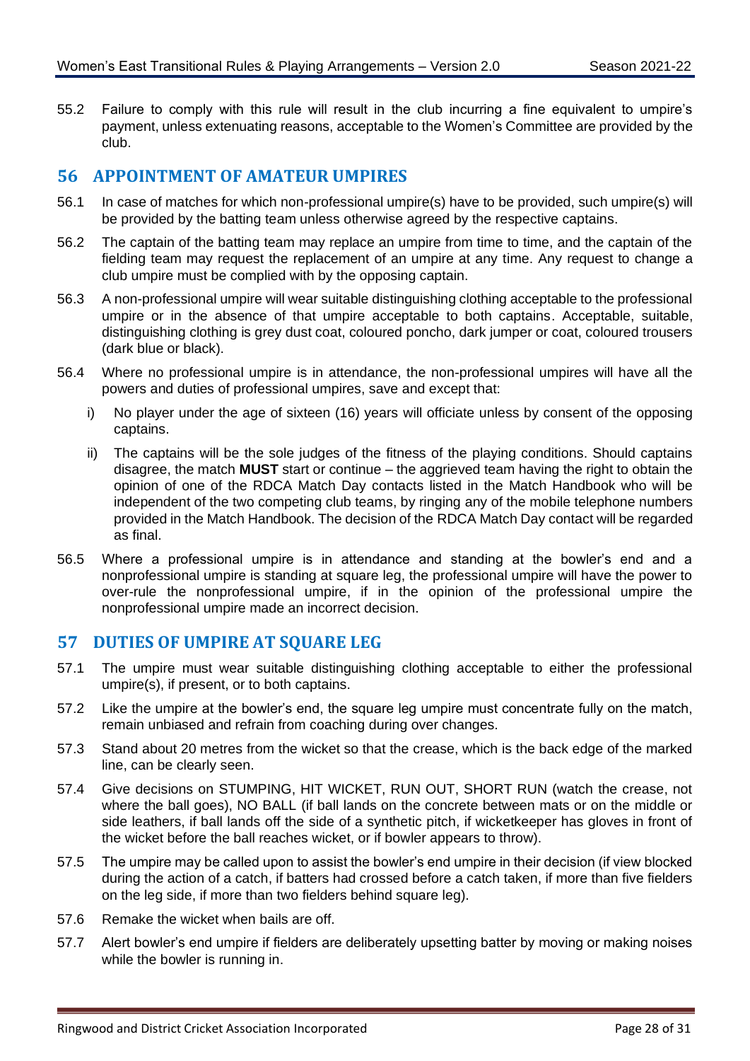55.2 Failure to comply with this rule will result in the club incurring a fine equivalent to umpire's payment, unless extenuating reasons, acceptable to the Women's Committee are provided by the club.

## 56 APPOINTMENT OF AMATEUR UMPIRES

56.1 In case of matches for which non-professional umpire(s) have to be provided, such umpire(s) will be provided by the batting team unless otherwise agreed by the respective captains.

56.2 The captain of the batting team may replace an umpire from time to time, and the captain of the fielding team may request the replacement of an umpire at any time. Any request to change a club umpire must be complied with by the opposing captain.

56.3 A non-professional umpire will wear suitable distinguishing clothing acceptable to the professional umpire or in the absence of that umpire acceptable to both captains. Acceptable, suitable, distinguishing clothing is grey dust coat, coloured poncho, dark jumper or coat, coloured trousers (dark blue or black).

56.4 Where no professional umpire is in attendance, the non-professional umpires will have all the powers and duties of professional umpires, save and except that:

i) No player under the age of sixteen (16) years will officiate unless by consent of the opposing captains.

ii) The captains will be the sole judges of the fitness of the playing conditions. Should captains disagree, the match **MUST** start or continue – the aggrieved team having the right to obtain the opinion of one of the RDCA Match Day contacts listed in the Match Handbook who will be independent of the two competing club teams, by ringing any of the mobile telephone numbers provided in the Match Handbook. The decision of the RDCA Match Day contact will be regarded as final.

56.5 Where a professional umpire is in attendance and standing at the bowler's end and a nonprofessional umpire is standing at square leg, the professional umpire will have the power to over-rule the nonprofessional umpire, if in the opinion of the professional umpire the nonprofessional umpire made an incorrect decision.

## 57 DUTIES OF UMPIRE AT SQUARE LEG

57.1 The umpire must wear suitable distinguishing clothing acceptable to either the professional umpire(s), if present, or to both captains.

57.2 Like the umpire at the bowler's end, the square leg umpire must concentrate fully on the match, remain unbiased and refrain from coaching during over changes.

57.3 Stand about 20 metres from the wicket so that the crease, which is the back edge of the marked line, can be clearly seen.

57.4 Give decisions on STUMPING, HIT WICKET, RUN OUT, SHORT RUN (watch the crease, not where the ball goes), NO BALL (if ball lands on the concrete between mats or on the middle or side leathers, if ball lands off the side of a synthetic pitch, if wicketkeeper has gloves in front of the wicket before the ball reaches wicket, or if bowler appears to throw).

57.5 The umpire may be called upon to assist the bowler's end umpire in their decision (if view blocked during the action of a catch, if batters had crossed before a catch taken, if more than five fielders on the leg side, if more than two fielders behind square leg).

57.6 Remake the wicket when bails are off.

57.7 Alert bowler's end umpire if fielders are deliberately upsetting batter by moving or making noises while the bowler is running in.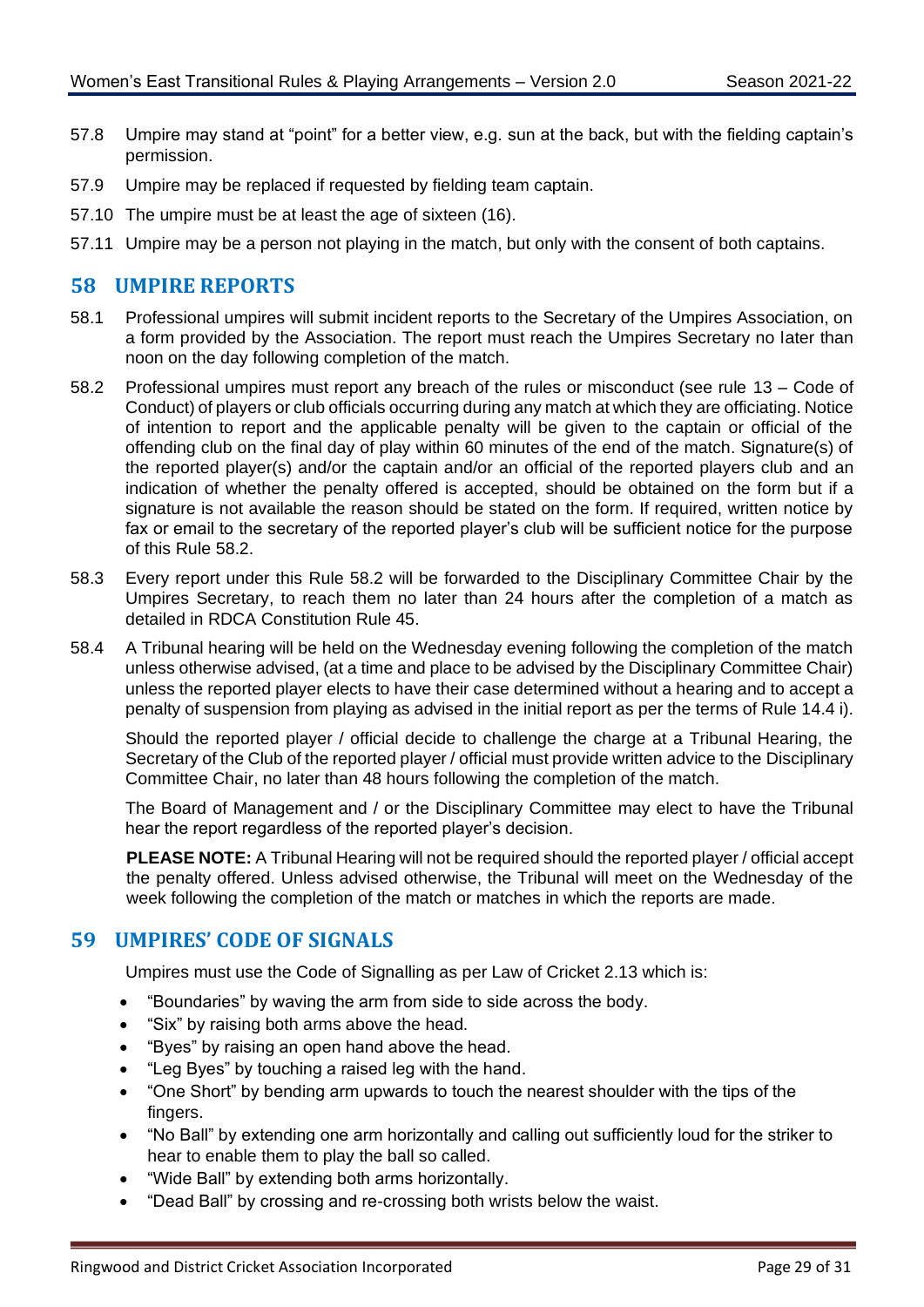57.8 Umpire may stand at "point" for a better view, e.g. sun at the back, but with the fielding captain's permission.

57.9 Umpire may be replaced if requested by fielding team captain.

57.10 The umpire must be at least the age of sixteen (16).

57.11 Umpire may be a person not playing in the match, but only with the consent of both captains.

## 58 UMPIRE REPORTS

58.1 Professional umpires will submit incident reports to the Secretary of the Umpires Association, on a form provided by the Association. The report must reach the Umpires Secretary no later than noon on the day following completion of the match.

58.2 Professional umpires must report any breach of the rules or misconduct (see rule 13 – Code of Conduct) of players or club officials occurring during any match at which they are officiating. Notice of intention to report and the applicable penalty will be given to the captain or official of the offending club on the final day of play within 60 minutes of the end of the match. Signature(s) of the reported player(s) and/or the captain and/or an official of the reported players club and an indication of whether the penalty offered is accepted, should be obtained on the form but if a signature is not available the reason should be stated on the form. If required, written notice by fax or email to the secretary of the reported player's club will be sufficient notice for the purpose of this Rule 58.2.

58.3 Every report under this Rule 58.2 will be forwarded to the Disciplinary Committee Chair by the Umpires Secretary, to reach them no later than 24 hours after the completion of a match as detailed in RDCA Constitution Rule 45.

58.4 A Tribunal hearing will be held on the Wednesday evening following the completion of the match unless otherwise advised, (at a time and place to be advised by the Disciplinary Committee Chair) unless the reported player elects to have their case determined without a hearing and to accept a penalty of suspension from playing as advised in the initial report as per the terms of Rule 14.4 i).

Should the reported player / official decide to challenge the charge at a Tribunal Hearing, the Secretary of the Club of the reported player / official must provide written advice to the Disciplinary Committee Chair, no later than 48 hours following the completion of the match.

The Board of Management and / or the Disciplinary Committee may elect to have the Tribunal hear the report regardless of the reported player's decision.

**PLEASE NOTE:** A Tribunal Hearing will not be required should the reported player / official accept the penalty offered. Unless advised otherwise, the Tribunal will meet on the Wednesday of the week following the completion of the match or matches in which the reports are made.

## 59 UMPIRES' CODE OF SIGNALS

Umpires must use the Code of Signalling as per Law of Cricket 2.13 which is:

- "Boundaries" by waving the arm from side to side across the body.
- "Six" by raising both arms above the head.
- "Byes" by raising an open hand above the head.
- "Leg Byes" by touching a raised leg with the hand.
- "One Short" by bending arm upwards to touch the nearest shoulder with the tips of the fingers.
- "No Ball" by extending one arm horizontally and calling out sufficiently loud for the striker to hear to enable them to play the ball so called.
- "Wide Ball" by extending both arms horizontally.
- "Dead Ball" by crossing and re-crossing both wrists below the waist.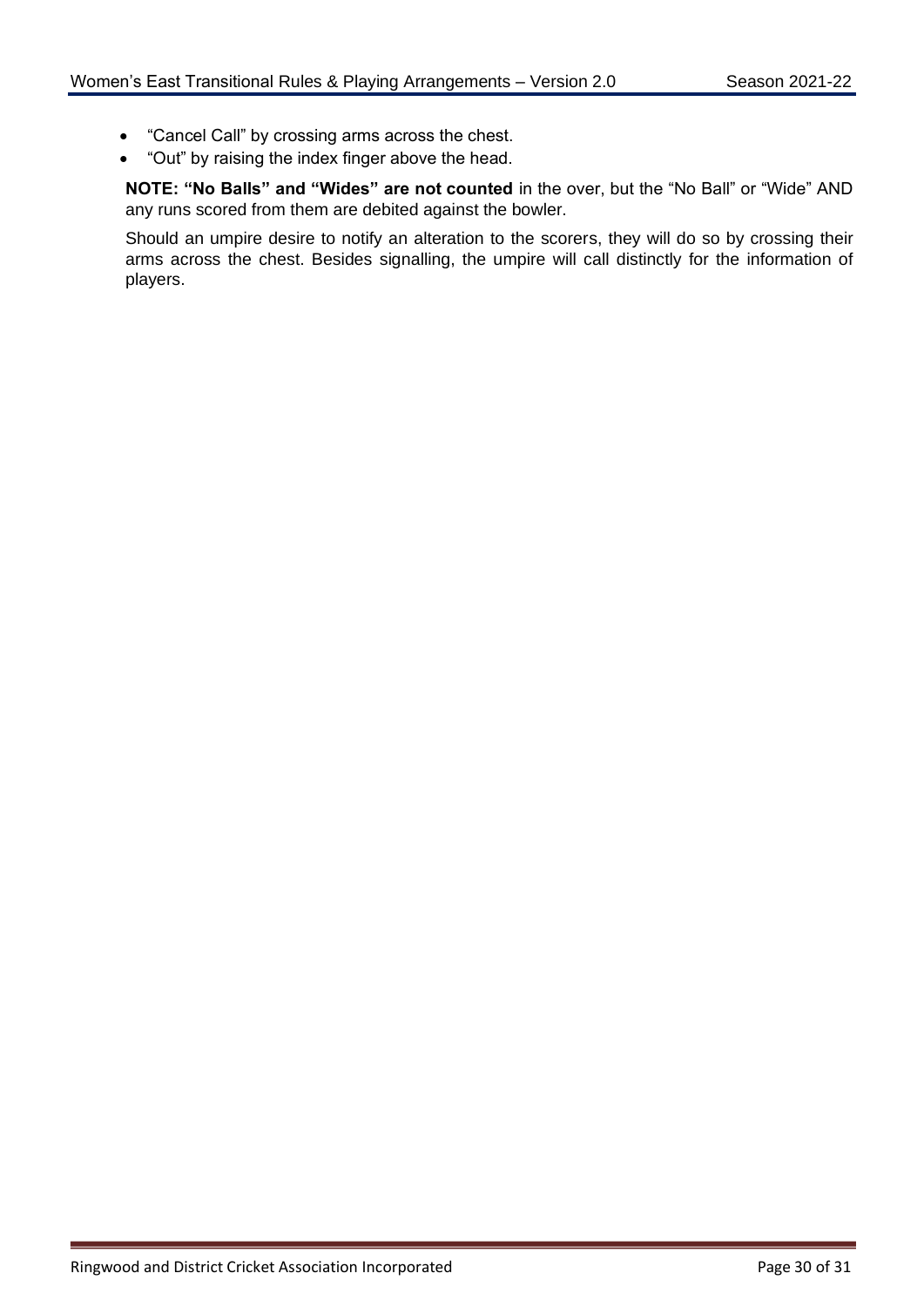- “Cancel Call” by crossing arms across the chest.
- “Out” by raising the index finger above the head.

**NOTE: “No Balls” and “Wides” are not counted** in the over, but the “No Ball” or “Wide” AND any runs scored from them are debited against the bowler.

Should an umpire desire to notify an alteration to the scorers, they will do so by crossing their arms across the chest. Besides signalling, the umpire will call distinctly for the information of players.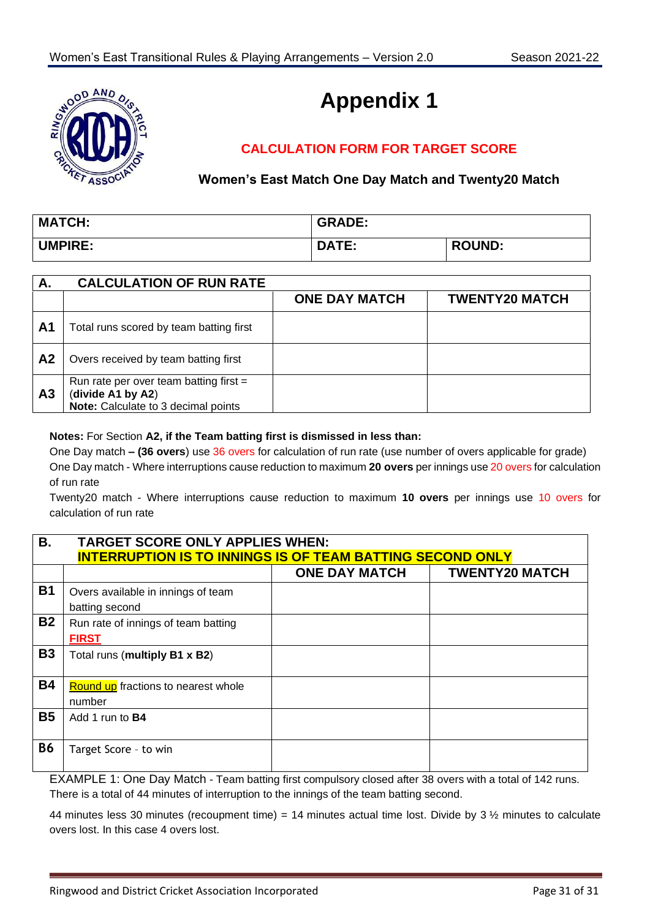# Appendix 1

## CALCULATION FORM FOR TARGET SCORE

### Women's East Match One Day Match and Twenty20 Match

| MATCH: | GRADE: | |
|---|---|---|
| UMPIRE: | DATE: | ROUND: |

| A. | CALCULATION OF RUN RATE | | |
|---|---|---|---|
| | | ONE DAY MATCH | TWENTY20 MATCH |
| A1 | Total runs scored by team batting first | | |
| A2 | Overs received by team batting first | | |
| A3 | Run rate per over team batting first = (**divide A1 by A2**) **Note:** Calculate to 3 decimal points | | |

**Notes:** For Section **A2, if the Team batting first is dismissed in less than:**

One Day match **– (36 overs**) use 36 overs for calculation of run rate (use number of overs applicable for grade)

One Day match - Where interruptions cause reduction to maximum **20 overs** per innings use 20 overs for calculation of run rate

Twenty20 match - Where interruptions cause reduction to maximum **10 overs** per innings use 10 overs for calculation of run rate

| B. | TARGET SCORE ONLY APPLIES WHEN: INTERRUPTION IS TO INNINGS IS OF TEAM BATTING SECOND ONLY | | |
|---|---|---|---|
| | | ONE DAY MATCH | TWENTY20 MATCH |
| B1 | Overs available in innings of team batting second | | |
| B2 | Run rate of innings of team batting **FIRST** | | |
| B3 | Total runs (**multiply B1 x B2**) | | |
| B4 | Round up fractions to nearest whole number | | |
| B5 | Add 1 run to **B4** | | |
| B6 | Target Score - to win | | |

EXAMPLE 1: One Day Match - Team batting first compulsory closed after 38 overs with a total of 142 runs. There is a total of 44 minutes of interruption to the innings of the team batting second.

44 minutes less 30 minutes (recoupment time) = 14 minutes actual time lost. Divide by 3 ½ minutes to calculate overs lost. In this case 4 overs lost.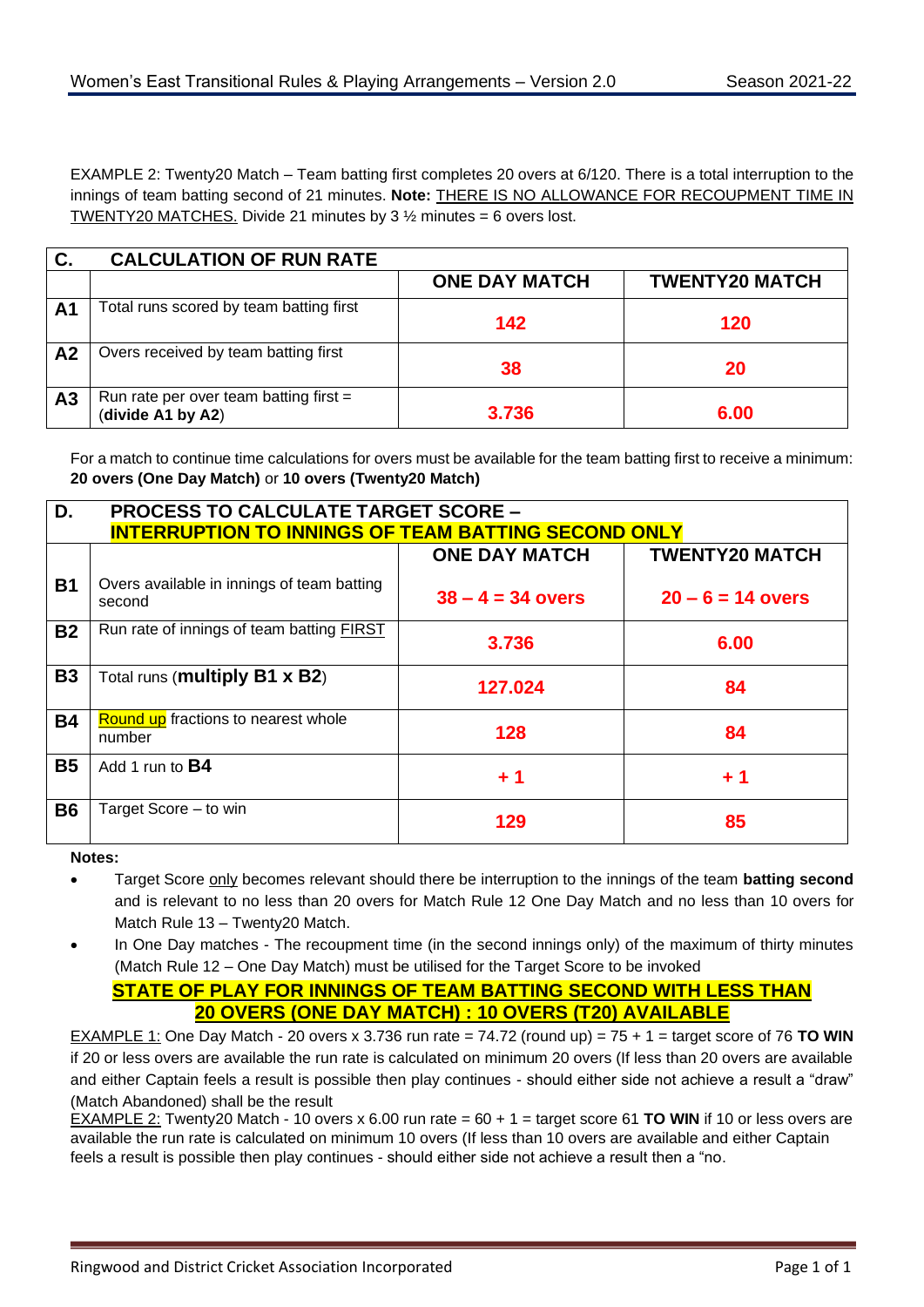EXAMPLE 2: Twenty20 Match – Team batting first completes 20 overs at 6/120. There is a total interruption to the innings of team batting second of 21 minutes. **Note:** THERE IS NO ALLOWANCE FOR RECOUPMENT TIME IN TWENTY20 MATCHES. Divide 21 minutes by 3 ½ minutes = 6 overs lost.

| C. | CALCULATION OF RUN RATE | | |
|---|---|---|---|
| | | **ONE DAY MATCH** | **TWENTY20 MATCH** |
| **A1** | Total runs scored by team batting first | **142** | **120** |
| **A2** | Overs received by team batting first | **38** | **20** |
| **A3** | Run rate per over team batting first = (**divide A1 by A2**) | **3.736** | **6.00** |

For a match to continue time calculations for overs must be available for the team batting first to receive a minimum: **20 overs (One Day Match)** or **10 overs (Twenty20 Match)**

| D. | PROCESS TO CALCULATE TARGET SCORE – INTERRUPTION TO INNINGS OF TEAM BATTING SECOND ONLY | | |
|---|---|---|---|
| | | **ONE DAY MATCH** | **TWENTY20 MATCH** |
| **B1** | Overs available in innings of team batting second | **38 – 4 = 34 overs** | **20 – 6 = 14 overs** |
| **B2** | Run rate of innings of team batting FIRST | **3.736** | **6.00** |
| **B3** | Total runs (**multiply B1 x B2**) | **127.024** | **84** |
| **B4** | Round up fractions to nearest whole number | **128** | **84** |
| **B5** | Add 1 run to **B4** | **+ 1** | **+ 1** |
| **B6** | Target Score – to win | **129** | **85** |

**Notes:**

- Target Score only becomes relevant should there be interruption to the innings of the team **batting second** and is relevant to no less than 20 overs for Match Rule 12 One Day Match and no less than 10 overs for Match Rule 13 – Twenty20 Match.
- In One Day matches - The recoupment time (in the second innings only) of the maximum of thirty minutes (Match Rule 12 – One Day Match) must be utilised for the Target Score to be invoked

**STATE OF PLAY FOR INNINGS OF TEAM BATTING SECOND WITH LESS THAN 20 OVERS (ONE DAY MATCH) : 10 OVERS (T20) AVAILABLE**

EXAMPLE 1: One Day Match - 20 overs x 3.736 run rate = 74.72 (round up) = 75 + 1 = target score of 76 **TO WIN** if 20 or less overs are available the run rate is calculated on minimum 20 overs (If less than 20 overs are available and either Captain feels a result is possible then play continues - should either side not achieve a result a "draw" (Match Abandoned) shall be the result

EXAMPLE 2: Twenty20 Match - 10 overs x 6.00 run rate = 60 + 1 = target score 61 **TO WIN** if 10 or less overs are available the run rate is calculated on minimum 10 overs (If less than 10 overs are available and either Captain feels a result is possible then play continues - should either side not achieve a result then a "no.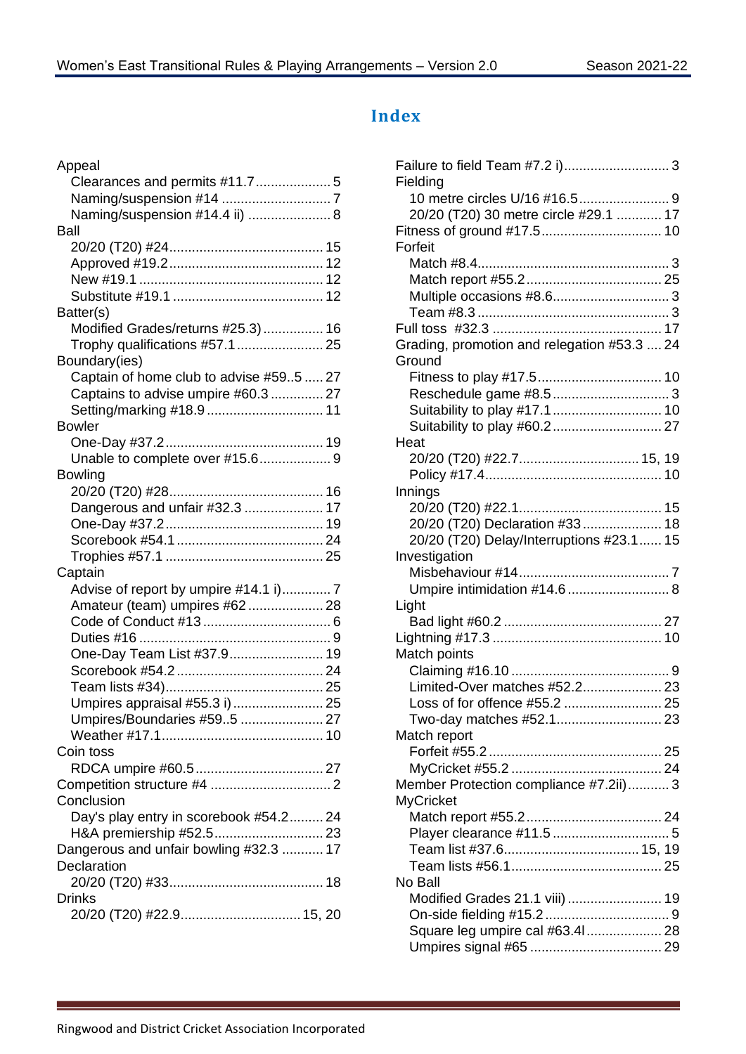## Index

Appeal
- Clearances and permits #11.7 .................... 5
- Naming/suspension #14 ............................ 7
- Naming/suspension #14.4 ii) ..................... 8

Ball
- 20/20 (T20) #24 ........................................ 15
- Approved #19.2 ........................................ 12
- New #19.1 ................................................ 12
- Substitute #19.1 ....................................... 12

Batter(s)
- Modified Grades/returns #25.3) ................ 16
- Trophy qualifications #57.1 ...................... 25

Boundary(ies)
- Captain of home club to advise #59..5 ..... 27
- Captains to advise umpire #60.3 ............. 27
- Setting/marking #18.9 .............................. 11

Bowler
- One-Day #37.2 .......................................... 19
- Unable to complete over #15.6 .................. 9

Bowling
- 20/20 (T20) #28 ........................................ 16
- Dangerous and unfair #32.3 ..................... 17
- One-Day #37.2 .......................................... 19
- Scorebook #54.1 ...................................... 24
- Trophies #57.1 .......................................... 25

Captain
- Advise of report by umpire #14.1 i) ............ 7
- Amateur (team) umpires #62 .................... 28
- Code of Conduct #13 .................................. 6
- Duties #16 .................................................. 9
- One-Day Team List #37.9 ......................... 19
- Scorebook #54.2 ...................................... 24
- Team lists #34) ......................................... 25
- Umpires appraisal #55.3 i) ........................ 25
- Umpires/Boundaries #59..5 ...................... 27
- Weather #17.1 ........................................... 10

Coin toss
- RDCA umpire #60.5 .................................. 27

Competition structure #4 ................................ 2

Conclusion
- Day's play entry in scorebook #54.2 ......... 24
- H&A premiership #52.5 ............................ 23

Dangerous and unfair bowling #32.3 ........... 17

Declaration
- 20/20 (T20) #33 ........................................ 18

Drinks
- 20/20 (T20) #22.9 ............................... 15, 20

Failure to field Team #7.2 i) ............................ 3

Fielding
- 10 metre circles U/16 #16.5 ........................ 9
- 20/20 (T20) 30 metre circle #29.1 ............ 17

Fitness of ground #17.5 ................................ 10

Forfeit
- Match #8.4 .................................................. 3
- Match report #55.2 .................................... 25
- Multiple occasions #8.6 ............................... 3
- Team #8.3 ................................................... 3

Full toss #32.3 ............................................. 17

Grading, promotion and relegation #53.3 .... 24

Ground
- Fitness to play #17.5 ................................. 10
- Reschedule game #8.5 ............................... 3
- Suitability to play #17.1 ............................ 10
- Suitability to play #60.2 ............................ 27

Heat
- 20/20 (T20) #22.7 ............................... 15, 19
- Policy #17.4 .............................................. 10

Innings
- 20/20 (T20) #22.1 ...................................... 15
- 20/20 (T20) Declaration #33 ..................... 18
- 20/20 (T20) Delay/Interruptions #23.1 ...... 15

Investigation
- Misbehaviour #14 ........................................ 7
- Umpire intimidation #14.6 ........................... 8

Light
- Bad light #60.2 .......................................... 27

Lightning #17.3 ............................................. 10

Match points
- Claiming #16.10 .......................................... 9
- Limited-Over matches #52.2 ..................... 23
- Loss of for offence #55.2 .......................... 25
- Two-day matches #52.1 ............................ 23

Match report
- Forfeit #55.2 .............................................. 25
- MyCricket #55.2 ........................................ 24

Member Protection compliance #7.2ii) ........... 3

MyCricket
- Match report #55.2 .................................... 24
- Player clearance #11.5 ............................... 5
- Team list #37.6 ................................... 15, 19
- Team lists #56.1 ........................................ 25

No Ball
- Modified Grades 21.1 viii) ......................... 19
- On-side fielding #15.2 ................................. 9
- Square leg umpire cal #63.4l .................... 28
- Umpires signal #65 ................................... 29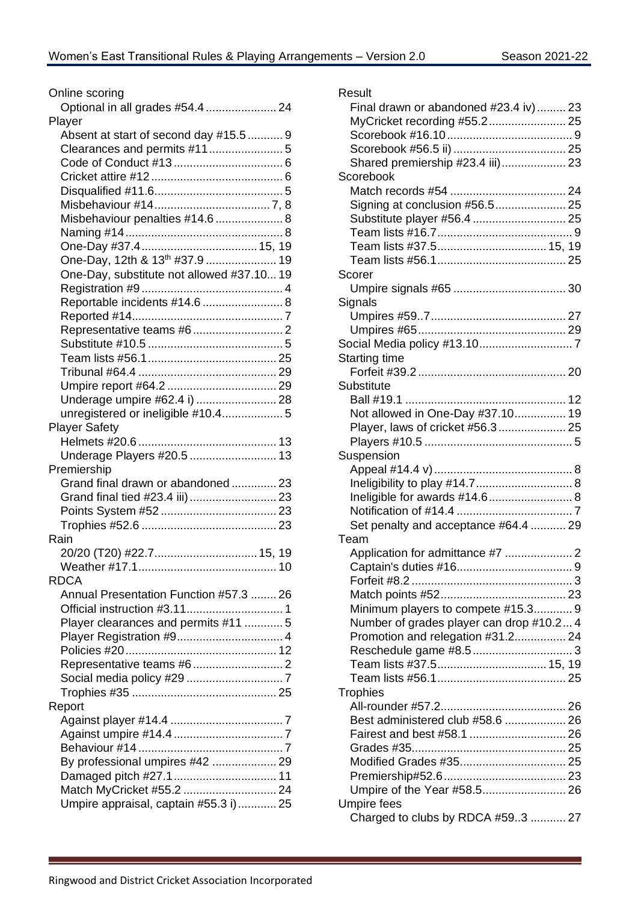Online scoring
- Optional in all grades #54.4 ...................... 24

Player
- Absent at start of second day #15.5 ........... 9
- Clearances and permits #11 ....................... 5
- Code of Conduct #13 .................................. 6
- Cricket attire #12 ......................................... 6
- Disqualified #11.6 ........................................ 5
- Misbehaviour #14 .................................... 7, 8
- Misbehaviour penalties #14.6 ..................... 8
- Naming #14 ................................................. 8
- One-Day #37.4 .................................... 15, 19
- One-Day, 12th & 13th #37.9 ...................... 19
- One-Day, substitute not allowed #37.10 ... 19
- Registration #9 ............................................ 4
- Reportable incidents #14.6 ......................... 8
- Reported #14 ............................................... 7
- Representative teams #6 ............................ 2
- Substitute #10.5 .......................................... 5
- Team lists #56.1 ......................................... 25
- Tribunal #64.4 ............................................ 29
- Umpire report #64.2 .................................. 29
- Underage umpire #62.4 i) ......................... 28
- unregistered or ineligible #10.4 ................... 5

Player Safety
- Helmets #20.6 ............................................ 13
- Underage Players #20.5 ........................... 13

Premiership
- Grand final drawn or abandoned .............. 23
- Grand final tied #23.4 iii) ........................... 23
- Points System #52 .................................... 23
- Trophies #52.6 .......................................... 23

Rain
- 20/20 (T20) #22.7 ................................ 15, 19
- Weather #17.1 ........................................... 10

RDCA
- Annual Presentation Function #57.3 ........ 26
- Official instruction #3.11 .............................. 1
- Player clearances and permits #11 ............ 5
- Player Registration #9 ................................. 4
- Policies #20 ............................................... 12
- Representative teams #6 ............................ 2
- Social media policy #29 .............................. 7
- Trophies #35 ............................................. 25

Report
- Against player #14.4 ................................... 7
- Against umpire #14.4 .................................. 7
- Behaviour #14 ............................................. 7
- By professional umpires #42 .................... 29
- Damaged pitch #27.1 ................................ 11
- Match MyCricket #55.2 ............................. 24
- Umpire appraisal, captain #55.3 i) ............ 25

Result
- Final drawn or abandoned #23.4 iv) ......... 23
- MyCricket recording #55.2 ........................ 25
- Scorebook #16.10 ........................................ 9
- Scorebook #56.5 ii) ................................... 25
- Shared premiership #23.4 iii) .................... 23

Scorebook
- Match records #54 .................................... 24
- Signing at conclusion #56.5 ...................... 25
- Substitute player #56.4 ............................. 25
- Team lists #16.7 ........................................... 9
- Team lists #37.5 .................................. 15, 19
- Team lists #56.1 ......................................... 25

Scorer
- Umpire signals #65 ................................... 30

Signals
- Umpires #59..7 .......................................... 27
- Umpires #65 .............................................. 29

Social Media policy #13.10 ............................. 7

Starting time
- Forfeit #39.2 .............................................. 20

Substitute
- Ball #19.1 .................................................. 12
- Not allowed in One-Day #37.10 ................ 19
- Player, laws of cricket #56.3 ..................... 25
- Players #10.5 .............................................. 5

Suspension
- Appeal #14.4 v) ........................................... 8
- Ineligibility to play #14.7 .............................. 8
- Ineligible for awards #14.6 .......................... 8
- Notification of #14.4 .................................... 7
- Set penalty and acceptance #64.4 ........... 29

Team
- Application for admittance #7 ..................... 2
- Captain's duties #16 .................................... 9
- Forfeit #8.2 .................................................. 3
- Match points #52 ....................................... 23
- Minimum players to compete #15.3 ............ 9
- Number of grades player can drop #10.2 ... 4
- Promotion and relegation #31.2 ................ 24
- Reschedule game #8.5 ............................... 3
- Team lists #37.5 .................................. 15, 19
- Team lists #56.1 ........................................ 25

Trophies
- All-rounder #57.2 ....................................... 26
- Best administered club #58.6 ................... 26
- Fairest and best #58.1 .............................. 26
- Grades #35 ................................................ 25
- Modified Grades #35 ................................. 25
- Premiership#52.6 ...................................... 23
- Umpire of the Year #58.5 .......................... 26

Umpire fees
- Charged to clubs by RDCA #59..3 ........... 27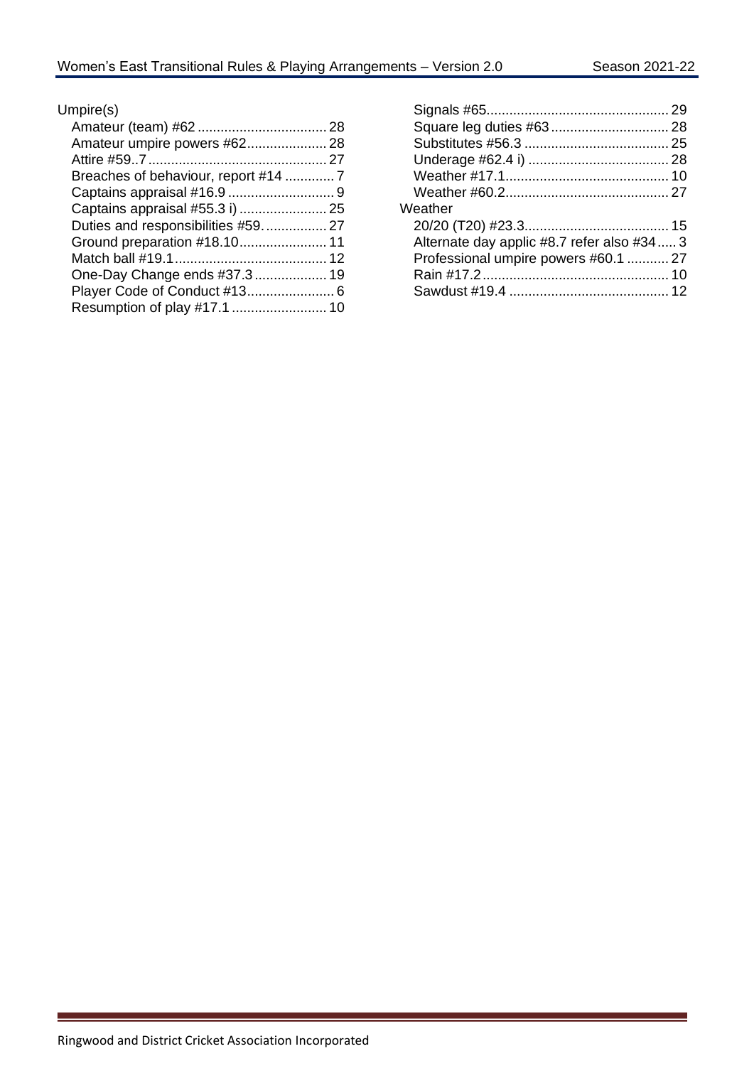Umpire(s)

- Amateur (team) #62 .................................. 28
- Amateur umpire powers #62..................... 28
- Attire #59..7............................................... 27
- Breaches of behaviour, report #14 ............. 7
- Captains appraisal #16.9 ............................ 9
- Captains appraisal #55.3 i) ....................... 25
- Duties and responsibilities #59................. 27
- Ground preparation #18.10....................... 11
- Match ball #19.1........................................ 12
- One-Day Change ends #37.3 ................... 19
- Player Code of Conduct #13....................... 6
- Resumption of play #17.1 ......................... 10
- Signals #65................................................ 29
- Square leg duties #63 ............................... 28
- Substitutes #56.3 ...................................... 25
- Underage #62.4 i) ..................................... 28
- Weather #17.1........................................... 10
- Weather #60.2........................................... 27

Weather

- 20/20 (T20) #23.3...................................... 15
- Alternate day applic #8.7 refer also #34..... 3
- Professional umpire powers #60.1 ........... 27
- Rain #17.2................................................. 10
- Sawdust #19.4 .......................................... 12